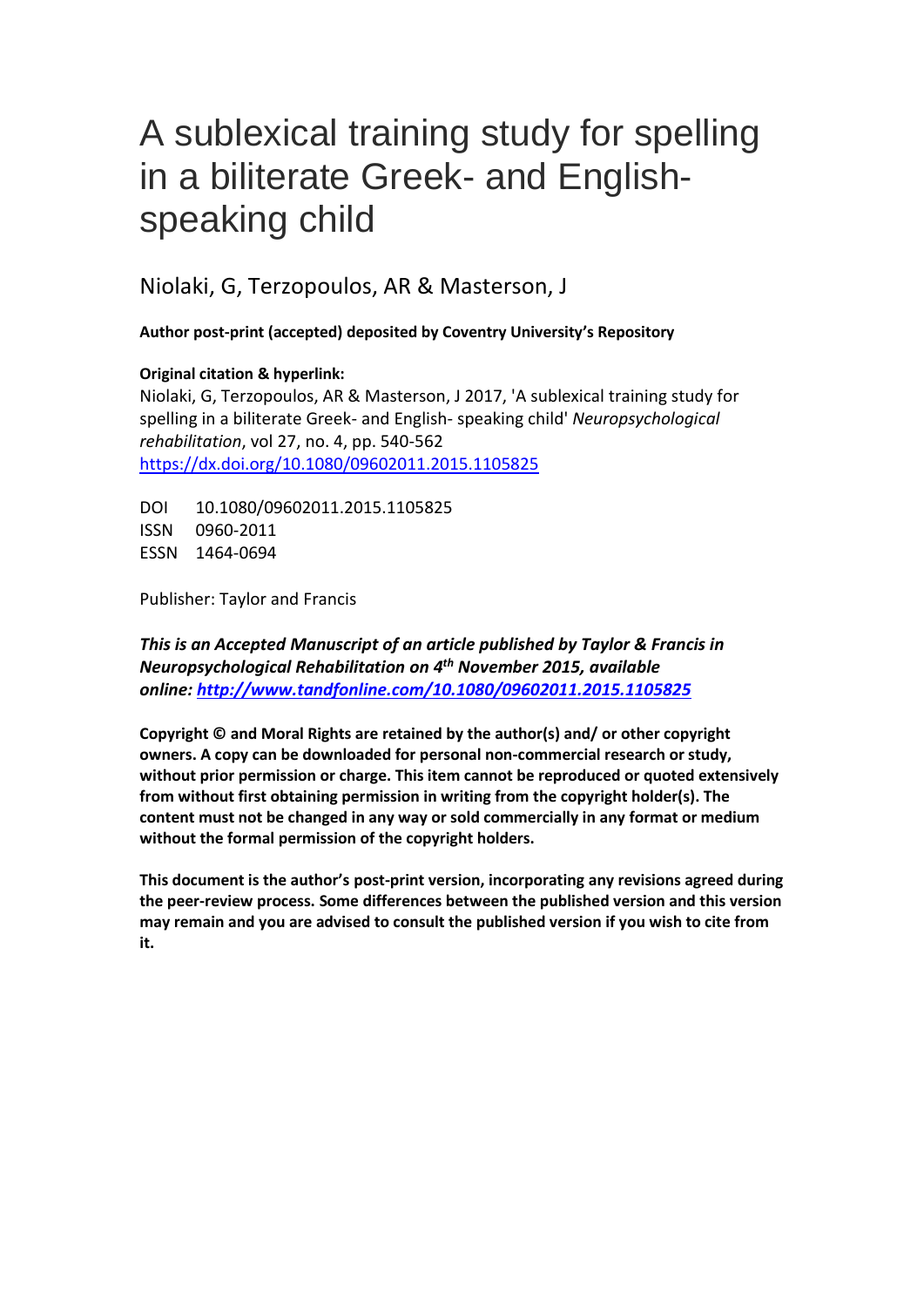# A sublexical training study for spelling in a biliterate Greek- and English-speaking child

Niolaki, G, Terzopoulos, AR & Masterson, J

**Author post-print (accepted) deposited by Coventry University's Repository**

**Original citation & hyperlink:**

Niolaki, G, Terzopoulos, AR & Masterson, J 2017, 'A sublexical training study for spelling in a biliterate Greek- and English- speaking child' *Neuropsychological rehabilitation*, vol 27, no. 4, pp. 540-562
https://dx.doi.org/10.1080/09602011.2015.1105825

DOI 10.1080/09602011.2015.1105825
ISSN 0960-2011
ESSN 1464-0694

Publisher: Taylor and Francis

***This is an Accepted Manuscript of an article published by Taylor & Francis in Neuropsychological Rehabilitation on 4th November 2015, available online: http://www.tandfonline.com/10.1080/09602011.2015.1105825***

**Copyright © and Moral Rights are retained by the author(s) and/ or other copyright owners. A copy can be downloaded for personal non-commercial research or study, without prior permission or charge. This item cannot be reproduced or quoted extensively from without first obtaining permission in writing from the copyright holder(s). The content must not be changed in any way or sold commercially in any format or medium without the formal permission of the copyright holders.**

**This document is the author's post-print version, incorporating any revisions agreed during the peer-review process. Some differences between the published version and this version may remain and you are advised to consult the published version if you wish to cite from it.**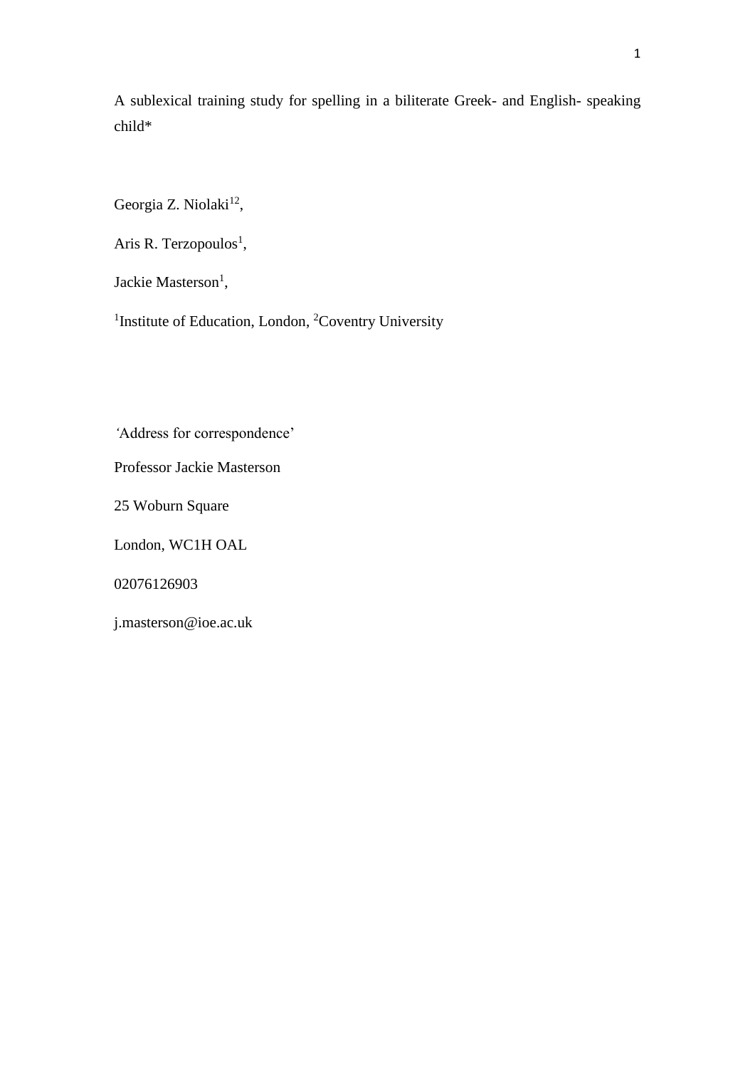A sublexical training study for spelling in a biliterate Greek- and English- speaking child*

Georgia Z. Niolaki[12],

Aris R. Terzopoulos[1],

Jackie Masterson[1],

[1]Institute of Education, London, [2]Coventry University

‘Address for correspondence’

Professor Jackie Masterson

25 Woburn Square

London, WC1H OAL

02076126903

j.masterson@ioe.ac.uk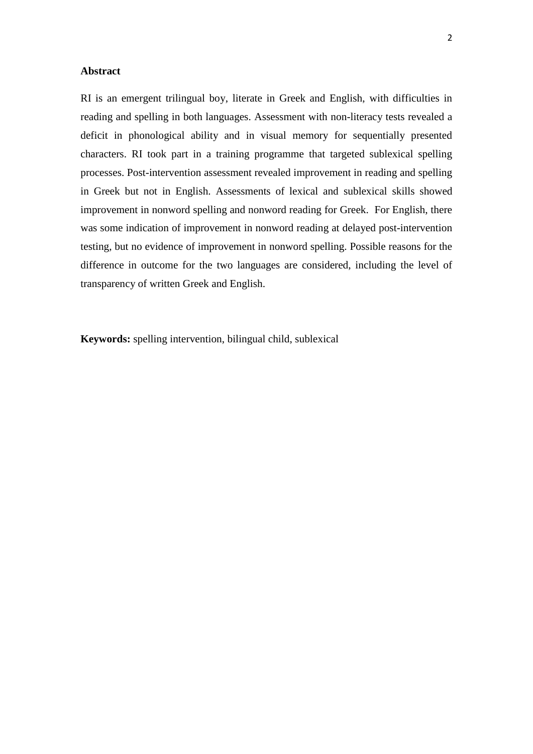## Abstract

RI is an emergent trilingual boy, literate in Greek and English, with difficulties in reading and spelling in both languages. Assessment with non-literacy tests revealed a deficit in phonological ability and in visual memory for sequentially presented characters. RI took part in a training programme that targeted sublexical spelling processes. Post-intervention assessment revealed improvement in reading and spelling in Greek but not in English. Assessments of lexical and sublexical skills showed improvement in nonword spelling and nonword reading for Greek. For English, there was some indication of improvement in nonword reading at delayed post-intervention testing, but no evidence of improvement in nonword spelling. Possible reasons for the difference in outcome for the two languages are considered, including the level of transparency of written Greek and English.

**Keywords:** spelling intervention, bilingual child, sublexical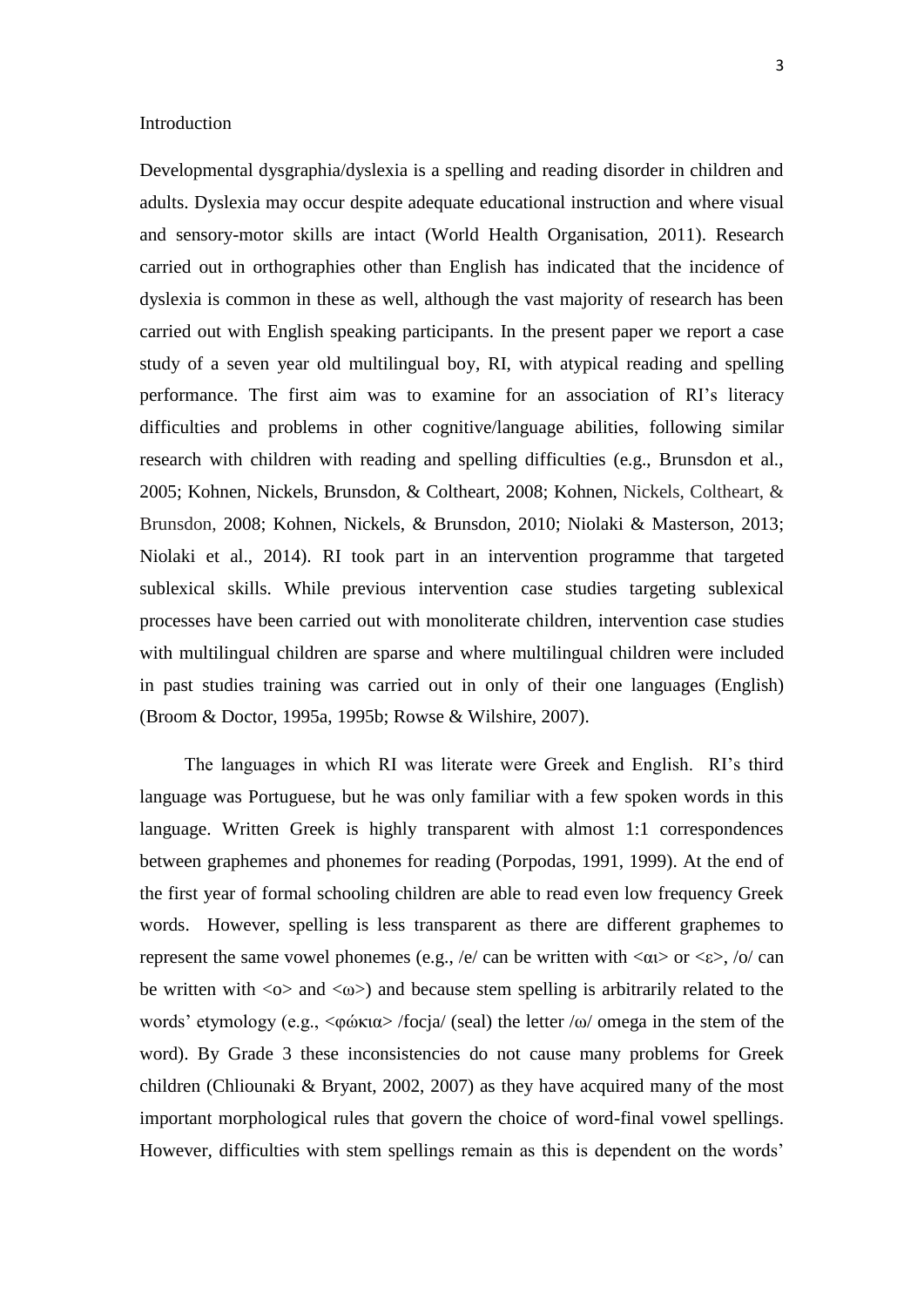## Introduction

Developmental dysgraphia/dyslexia is a spelling and reading disorder in children and adults. Dyslexia may occur despite adequate educational instruction and where visual and sensory-motor skills are intact (World Health Organisation, 2011). Research carried out in orthographies other than English has indicated that the incidence of dyslexia is common in these as well, although the vast majority of research has been carried out with English speaking participants. In the present paper we report a case study of a seven year old multilingual boy, RI, with atypical reading and spelling performance. The first aim was to examine for an association of RI's literacy difficulties and problems in other cognitive/language abilities, following similar research with children with reading and spelling difficulties (e.g., Brunsdon et al., 2005; Kohnen, Nickels, Brunsdon, & Coltheart, 2008; Kohnen, Nickels, Coltheart, & Brunsdon, 2008; Kohnen, Nickels, & Brunsdon, 2010; Niolaki & Masterson, 2013; Niolaki et al., 2014). RI took part in an intervention programme that targeted sublexical skills. While previous intervention case studies targeting sublexical processes have been carried out with monoliterate children, intervention case studies with multilingual children are sparse and where multilingual children were included in past studies training was carried out in only of their one languages (English) (Broom & Doctor, 1995a, 1995b; Rowse & Wilshire, 2007).

The languages in which RI was literate were Greek and English. RI's third language was Portuguese, but he was only familiar with a few spoken words in this language. Written Greek is highly transparent with almost 1:1 correspondences between graphemes and phonemes for reading (Porpodas, 1991, 1999). At the end of the first year of formal schooling children are able to read even low frequency Greek words. However, spelling is less transparent as there are different graphemes to represent the same vowel phonemes (e.g., /e/ can be written with <αι> or <ε>, /o/ can be written with <ο> and <ω>) and because stem spelling is arbitrarily related to the words' etymology (e.g., <φώκια> /focja/ (seal) the letter /ω/ omega in the stem of the word). By Grade 3 these inconsistencies do not cause many problems for Greek children (Chliounaki & Bryant, 2002, 2007) as they have acquired many of the most important morphological rules that govern the choice of word-final vowel spellings. However, difficulties with stem spellings remain as this is dependent on the words'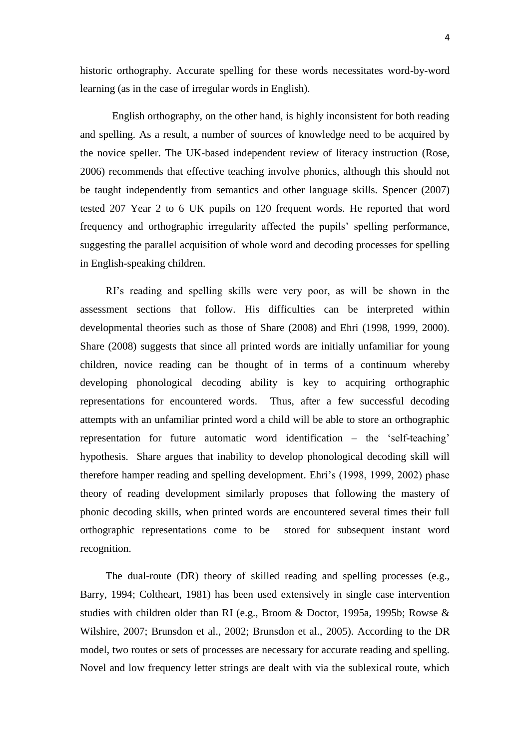historic orthography. Accurate spelling for these words necessitates word-by-word learning (as in the case of irregular words in English).

English orthography, on the other hand, is highly inconsistent for both reading and spelling. As a result, a number of sources of knowledge need to be acquired by the novice speller. The UK-based independent review of literacy instruction (Rose, 2006) recommends that effective teaching involve phonics, although this should not be taught independently from semantics and other language skills. Spencer (2007) tested 207 Year 2 to 6 UK pupils on 120 frequent words. He reported that word frequency and orthographic irregularity affected the pupils' spelling performance, suggesting the parallel acquisition of whole word and decoding processes for spelling in English-speaking children.

RI's reading and spelling skills were very poor, as will be shown in the assessment sections that follow. His difficulties can be interpreted within developmental theories such as those of Share (2008) and Ehri (1998, 1999, 2000). Share (2008) suggests that since all printed words are initially unfamiliar for young children, novice reading can be thought of in terms of a continuum whereby developing phonological decoding ability is key to acquiring orthographic representations for encountered words. Thus, after a few successful decoding attempts with an unfamiliar printed word a child will be able to store an orthographic representation for future automatic word identification – the 'self-teaching' hypothesis. Share argues that inability to develop phonological decoding skill will therefore hamper reading and spelling development. Ehri's (1998, 1999, 2002) phase theory of reading development similarly proposes that following the mastery of phonic decoding skills, when printed words are encountered several times their full orthographic representations come to be stored for subsequent instant word recognition.

The dual-route (DR) theory of skilled reading and spelling processes (e.g., Barry, 1994; Coltheart, 1981) has been used extensively in single case intervention studies with children older than RI (e.g., Broom & Doctor, 1995a, 1995b; Rowse & Wilshire, 2007; Brunsdon et al., 2002; Brunsdon et al., 2005). According to the DR model, two routes or sets of processes are necessary for accurate reading and spelling. Novel and low frequency letter strings are dealt with via the sublexical route, which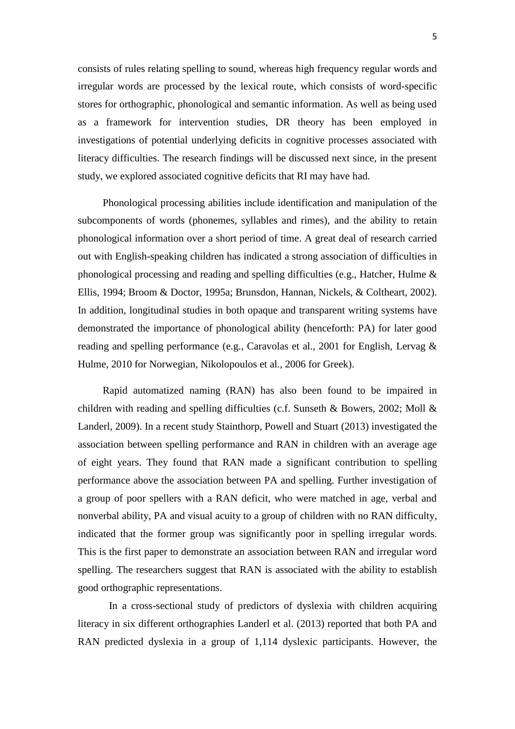consists of rules relating spelling to sound, whereas high frequency regular words and irregular words are processed by the lexical route, which consists of word-specific stores for orthographic, phonological and semantic information. As well as being used as a framework for intervention studies, DR theory has been employed in investigations of potential underlying deficits in cognitive processes associated with literacy difficulties. The research findings will be discussed next since, in the present study, we explored associated cognitive deficits that RI may have had.

Phonological processing abilities include identification and manipulation of the subcomponents of words (phonemes, syllables and rimes), and the ability to retain phonological information over a short period of time. A great deal of research carried out with English-speaking children has indicated a strong association of difficulties in phonological processing and reading and spelling difficulties (e.g., Hatcher, Hulme & Ellis, 1994; Broom & Doctor, 1995a; Brunsdon, Hannan, Nickels, & Coltheart, 2002). In addition, longitudinal studies in both opaque and transparent writing systems have demonstrated the importance of phonological ability (henceforth: PA) for later good reading and spelling performance (e.g., Caravolas et al., 2001 for English, Lervag & Hulme, 2010 for Norwegian, Nikolopoulos et al., 2006 for Greek).

Rapid automatized naming (RAN) has also been found to be impaired in children with reading and spelling difficulties (c.f. Sunseth & Bowers, 2002; Moll & Landerl, 2009). In a recent study Stainthorp, Powell and Stuart (2013) investigated the association between spelling performance and RAN in children with an average age of eight years. They found that RAN made a significant contribution to spelling performance above the association between PA and spelling. Further investigation of a group of poor spellers with a RAN deficit, who were matched in age, verbal and nonverbal ability, PA and visual acuity to a group of children with no RAN difficulty, indicated that the former group was significantly poor in spelling irregular words. This is the first paper to demonstrate an association between RAN and irregular word spelling. The researchers suggest that RAN is associated with the ability to establish good orthographic representations.

In a cross-sectional study of predictors of dyslexia with children acquiring literacy in six different orthographies Landerl et al. (2013) reported that both PA and RAN predicted dyslexia in a group of 1,114 dyslexic participants. However, the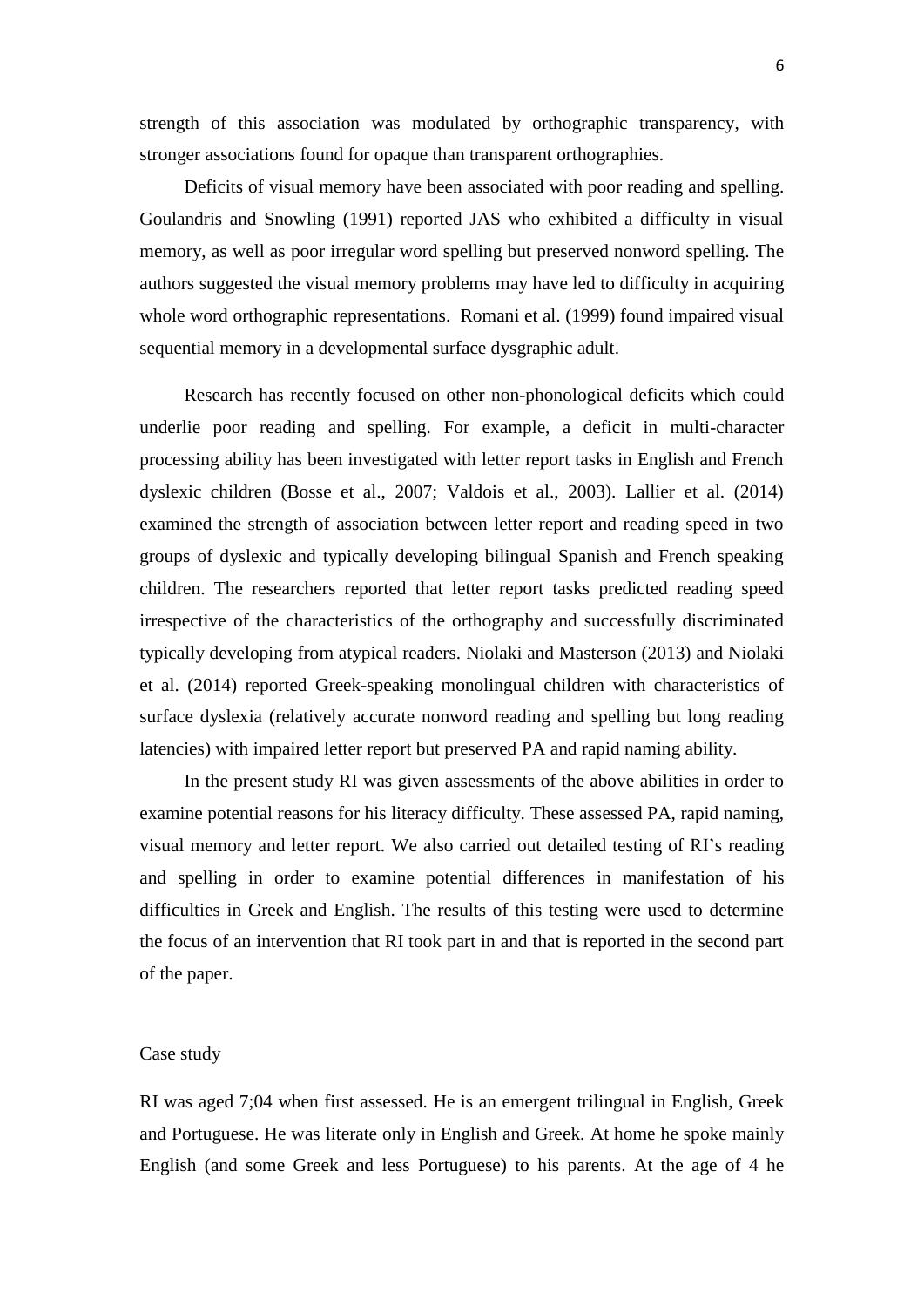strength of this association was modulated by orthographic transparency, with stronger associations found for opaque than transparent orthographies.

Deficits of visual memory have been associated with poor reading and spelling. Goulandris and Snowling (1991) reported JAS who exhibited a difficulty in visual memory, as well as poor irregular word spelling but preserved nonword spelling. The authors suggested the visual memory problems may have led to difficulty in acquiring whole word orthographic representations. Romani et al. (1999) found impaired visual sequential memory in a developmental surface dysgraphic adult.

Research has recently focused on other non-phonological deficits which could underlie poor reading and spelling. For example, a deficit in multi-character processing ability has been investigated with letter report tasks in English and French dyslexic children (Bosse et al., 2007; Valdois et al., 2003). Lallier et al. (2014) examined the strength of association between letter report and reading speed in two groups of dyslexic and typically developing bilingual Spanish and French speaking children. The researchers reported that letter report tasks predicted reading speed irrespective of the characteristics of the orthography and successfully discriminated typically developing from atypical readers. Niolaki and Masterson (2013) and Niolaki et al. (2014) reported Greek-speaking monolingual children with characteristics of surface dyslexia (relatively accurate nonword reading and spelling but long reading latencies) with impaired letter report but preserved PA and rapid naming ability.

In the present study RI was given assessments of the above abilities in order to examine potential reasons for his literacy difficulty. These assessed PA, rapid naming, visual memory and letter report. We also carried out detailed testing of RI's reading and spelling in order to examine potential differences in manifestation of his difficulties in Greek and English. The results of this testing were used to determine the focus of an intervention that RI took part in and that is reported in the second part of the paper.

## Case study

RI was aged 7;04 when first assessed. He is an emergent trilingual in English, Greek and Portuguese. He was literate only in English and Greek. At home he spoke mainly English (and some Greek and less Portuguese) to his parents. At the age of 4 he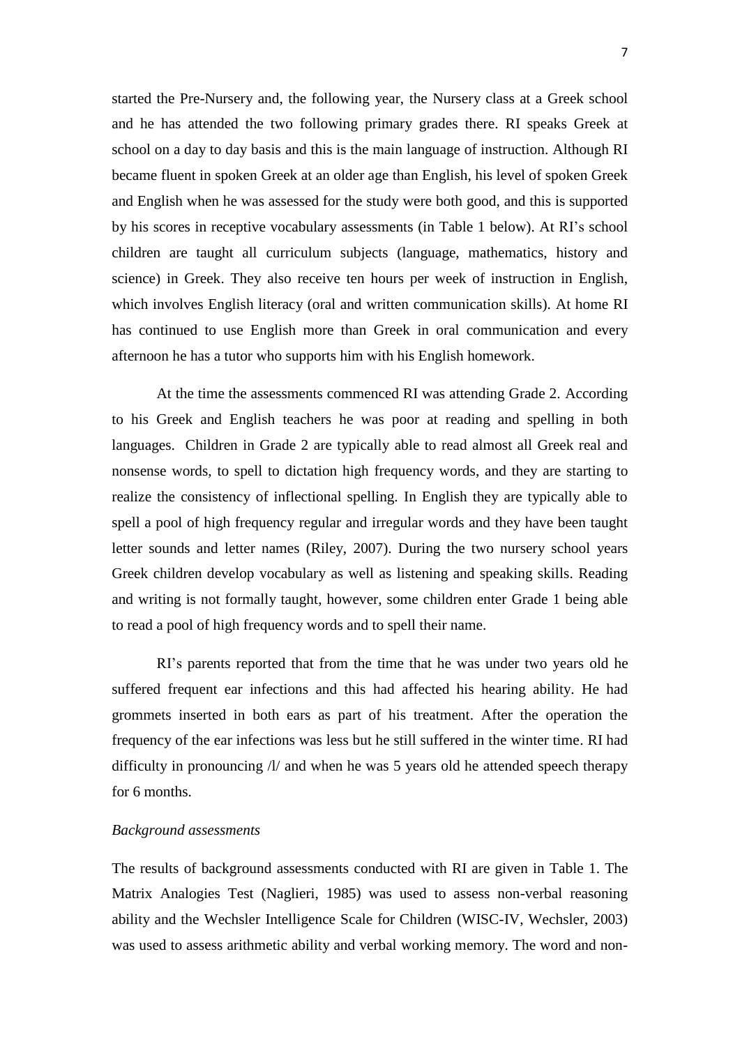started the Pre-Nursery and, the following year, the Nursery class at a Greek school and he has attended the two following primary grades there. RI speaks Greek at school on a day to day basis and this is the main language of instruction. Although RI became fluent in spoken Greek at an older age than English, his level of spoken Greek and English when he was assessed for the study were both good, and this is supported by his scores in receptive vocabulary assessments (in Table 1 below). At RI's school children are taught all curriculum subjects (language, mathematics, history and science) in Greek. They also receive ten hours per week of instruction in English, which involves English literacy (oral and written communication skills). At home RI has continued to use English more than Greek in oral communication and every afternoon he has a tutor who supports him with his English homework.

At the time the assessments commenced RI was attending Grade 2. According to his Greek and English teachers he was poor at reading and spelling in both languages. Children in Grade 2 are typically able to read almost all Greek real and nonsense words, to spell to dictation high frequency words, and they are starting to realize the consistency of inflectional spelling. In English they are typically able to spell a pool of high frequency regular and irregular words and they have been taught letter sounds and letter names (Riley, 2007). During the two nursery school years Greek children develop vocabulary as well as listening and speaking skills. Reading and writing is not formally taught, however, some children enter Grade 1 being able to read a pool of high frequency words and to spell their name.

RI's parents reported that from the time that he was under two years old he suffered frequent ear infections and this had affected his hearing ability. He had grommets inserted in both ears as part of his treatment. After the operation the frequency of the ear infections was less but he still suffered in the winter time. RI had difficulty in pronouncing /l/ and when he was 5 years old he attended speech therapy for 6 months.

*Background assessments*

The results of background assessments conducted with RI are given in Table 1. The Matrix Analogies Test (Naglieri, 1985) was used to assess non-verbal reasoning ability and the Wechsler Intelligence Scale for Children (WISC-IV, Wechsler, 2003) was used to assess arithmetic ability and verbal working memory. The word and non-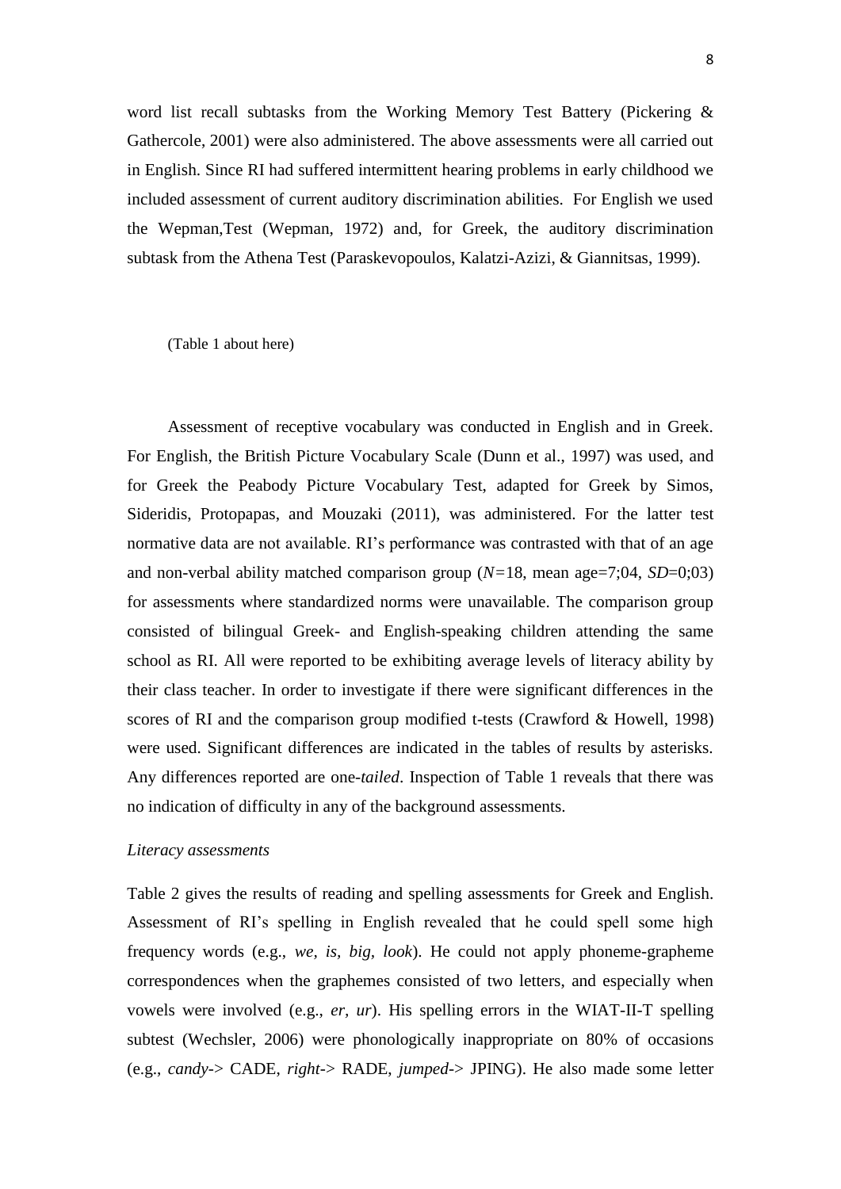word list recall subtasks from the Working Memory Test Battery (Pickering & Gathercole, 2001) were also administered. The above assessments were all carried out in English. Since RI had suffered intermittent hearing problems in early childhood we included assessment of current auditory discrimination abilities. For English we used the Wepman,Test (Wepman, 1972) and, for Greek, the auditory discrimination subtask from the Athena Test (Paraskevopoulos, Kalatzi-Azizi, & Giannitsas, 1999).

(Table 1 about here)

Assessment of receptive vocabulary was conducted in English and in Greek. For English, the British Picture Vocabulary Scale (Dunn et al., 1997) was used, and for Greek the Peabody Picture Vocabulary Test, adapted for Greek by Simos, Sideridis, Protopapas, and Mouzaki (2011), was administered. For the latter test normative data are not available. RI's performance was contrasted with that of an age and non-verbal ability matched comparison group (*N*=18, mean age=7;04, *SD*=0;03) for assessments where standardized norms were unavailable. The comparison group consisted of bilingual Greek- and English-speaking children attending the same school as RI. All were reported to be exhibiting average levels of literacy ability by their class teacher. In order to investigate if there were significant differences in the scores of RI and the comparison group modified t-tests (Crawford & Howell, 1998) were used. Significant differences are indicated in the tables of results by asterisks. Any differences reported are one-*tailed*. Inspection of Table 1 reveals that there was no indication of difficulty in any of the background assessments.

*Literacy assessments*

Table 2 gives the results of reading and spelling assessments for Greek and English. Assessment of RI's spelling in English revealed that he could spell some high frequency words (e.g., *we, is, big, look*). He could not apply phoneme-grapheme correspondences when the graphemes consisted of two letters, and especially when vowels were involved (e.g., *er, ur*). His spelling errors in the WIAT-II-T spelling subtest (Wechsler, 2006) were phonologically inappropriate on 80% of occasions (e.g., *candy*-> CADE, *right*-> RADE, *jumped*-> JPING). He also made some letter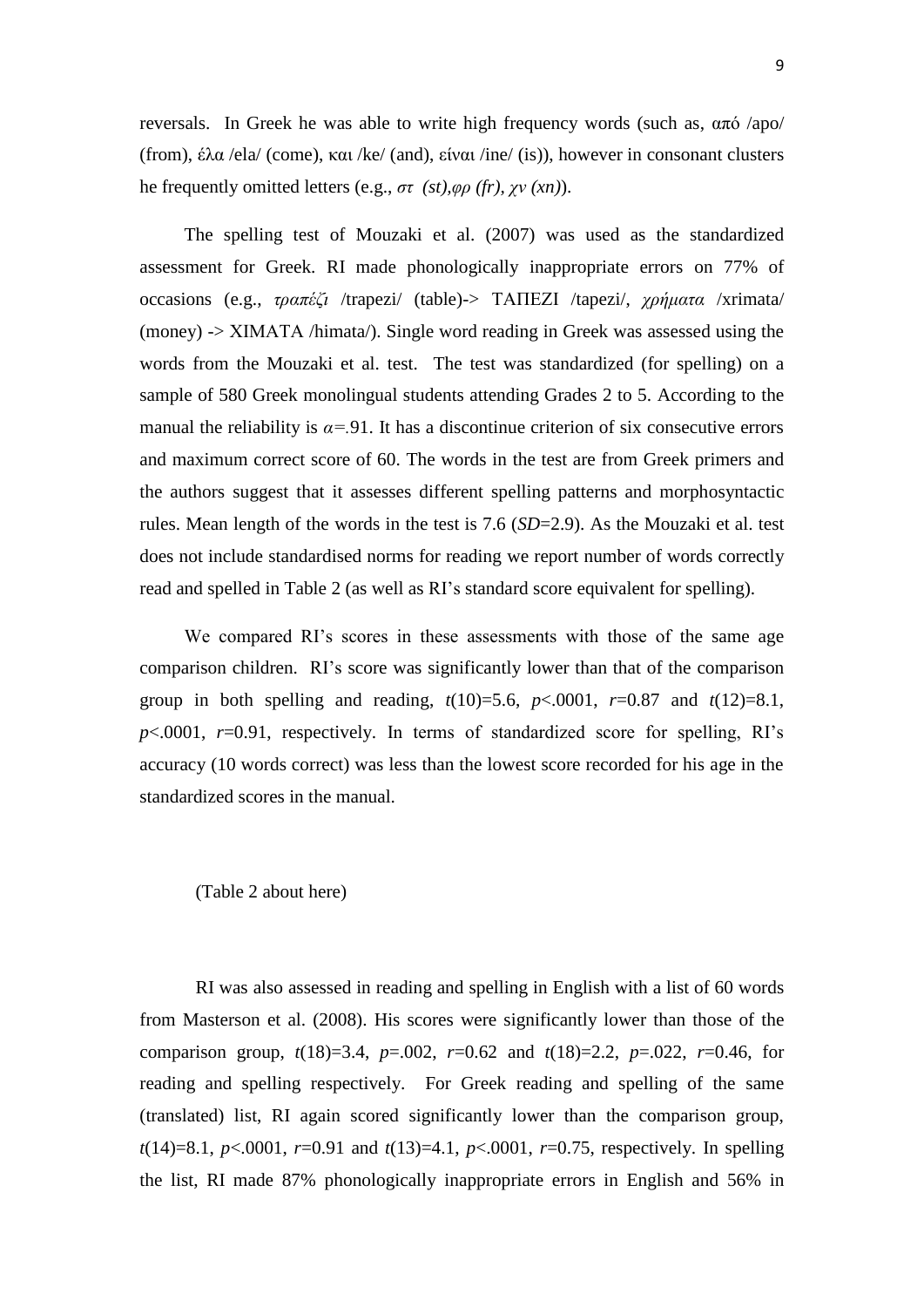reversals. In Greek he was able to write high frequency words (such as, από /apo/ (from), έλα /ela/ (come), και /ke/ (and), είναι /ine/ (is)), however in consonant clusters he frequently omitted letters (e.g., *στ (st)*,*φρ (fr)*, *χν (xn)*).

The spelling test of Mouzaki et al. (2007) was used as the standardized assessment for Greek. RI made phonologically inappropriate errors on 77% of occasions (e.g., *τραπέζι* /trapezi/ (table)-> ΤΑΠΕΖΙ /tapezi/, *χρήματα* /xrimata/ (money) -> ΧΙΜΑΤΑ /himata/). Single word reading in Greek was assessed using the words from the Mouzaki et al. test. The test was standardized (for spelling) on a sample of 580 Greek monolingual students attending Grades 2 to 5. According to the manual the reliability is $\alpha$=.91. It has a discontinue criterion of six consecutive errors and maximum correct score of 60. The words in the test are from Greek primers and the authors suggest that it assesses different spelling patterns and morphosyntactic rules. Mean length of the words in the test is 7.6 ($SD$=2.9). As the Mouzaki et al. test does not include standardised norms for reading we report number of words correctly read and spelled in Table 2 (as well as RI's standard score equivalent for spelling).

We compared RI's scores in these assessments with those of the same age comparison children. RI's score was significantly lower than that of the comparison group in both spelling and reading, $t(10)=5.6$, $p<.0001$, $r=0.87$ and $t(12)=8.1$, $p<.0001$, $r=0.91$, respectively. In terms of standardized score for spelling, RI's accuracy (10 words correct) was less than the lowest score recorded for his age in the standardized scores in the manual.

(Table 2 about here)

RI was also assessed in reading and spelling in English with a list of 60 words from Masterson et al. (2008). His scores were significantly lower than those of the comparison group, $t(18)=3.4$, $p=.002$, $r=0.62$ and $t(18)=2.2$, $p=.022$, $r=0.46$, for reading and spelling respectively. For Greek reading and spelling of the same (translated) list, RI again scored significantly lower than the comparison group, $t(14)=8.1$, $p<.0001$, $r=0.91$ and $t(13)=4.1$, $p<.0001$, $r=0.75$, respectively. In spelling the list, RI made 87% phonologically inappropriate errors in English and 56% in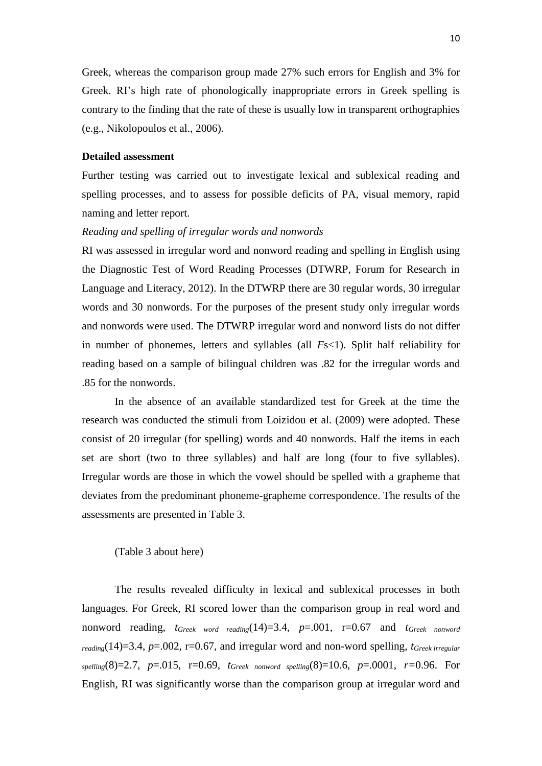Greek, whereas the comparison group made 27% such errors for English and 3% for Greek. RI's high rate of phonologically inappropriate errors in Greek spelling is contrary to the finding that the rate of these is usually low in transparent orthographies (e.g., Nikolopoulos et al., 2006).

**Detailed assessment**

Further testing was carried out to investigate lexical and sublexical reading and spelling processes, and to assess for possible deficits of PA, visual memory, rapid naming and letter report.

*Reading and spelling of irregular words and nonwords*

RI was assessed in irregular word and nonword reading and spelling in English using the Diagnostic Test of Word Reading Processes (DTWRP, Forum for Research in Language and Literacy, 2012). In the DTWRP there are 30 regular words, 30 irregular words and 30 nonwords. For the purposes of the present study only irregular words and nonwords were used. The DTWRP irregular word and nonword lists do not differ in number of phonemes, letters and syllables (all $F$s<1). Split half reliability for reading based on a sample of bilingual children was .82 for the irregular words and .85 for the nonwords.

In the absence of an available standardized test for Greek at the time the research was conducted the stimuli from Loizidou et al. (2009) were adopted. These consist of 20 irregular (for spelling) words and 40 nonwords. Half the items in each set are short (two to three syllables) and half are long (four to five syllables). Irregular words are those in which the vowel should be spelled with a grapheme that deviates from the predominant phoneme-grapheme correspondence. The results of the assessments are presented in Table 3.

(Table 3 about here)

The results revealed difficulty in lexical and sublexical processes in both languages. For Greek, RI scored lower than the comparison group in real word and nonword reading, $t_{Greek\ word\ reading}(14)=3.4$, $p=.001$, r=0.67 and $t_{Greek\ nonword\ reading}(14)=3.4$, $p=.002$, r=0.67, and irregular word and non-word spelling, $t_{Greek\ irregular\ spelling}(8)=2.7$, $p=.015$, r=0.69, $t_{Greek\ nonword\ spelling}(8)=10.6$, $p=.0001$, $r=0.96$. For English, RI was significantly worse than the comparison group at irregular word and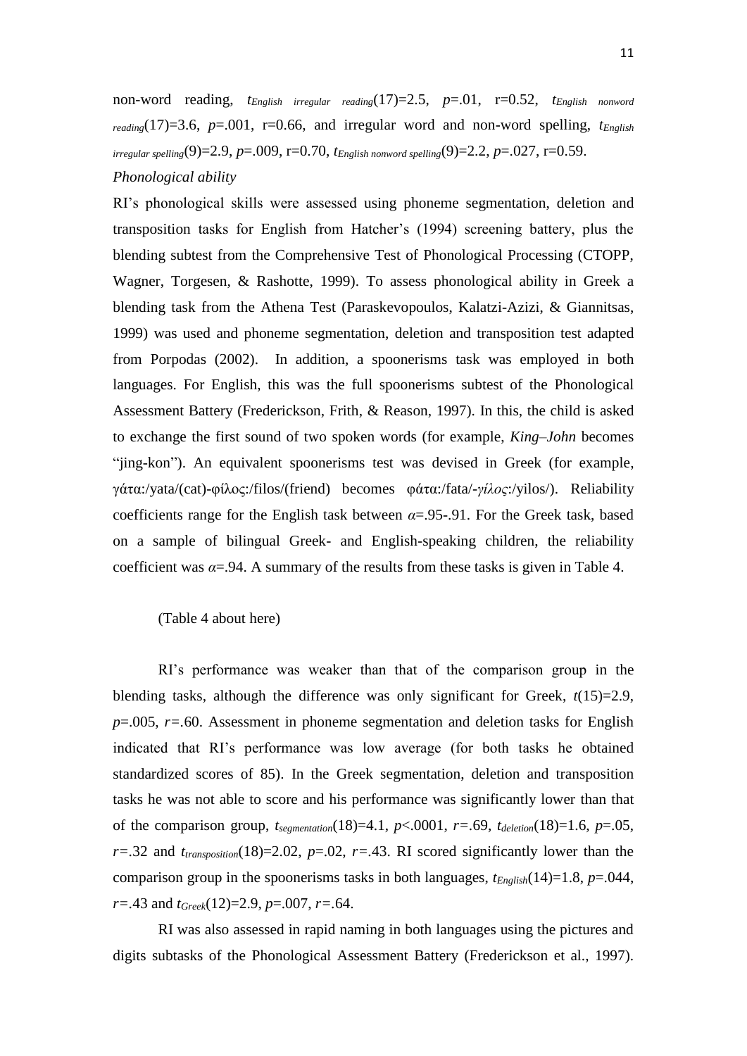non-word reading, $t_{English\ irregular\ reading}(17)=2.5$, $p=.01$, r=0.52, $t_{English\ nonword\ reading}(17)=3.6$, $p=.001$, r=0.66, and irregular word and non-word spelling, $t_{English\ irregular\ spelling}(9)=2.9$, $p=.009$, r=0.70, $t_{English\ nonword\ spelling}(9)=2.2$, $p=.027$, r=0.59.

*Phonological ability*

RI's phonological skills were assessed using phoneme segmentation, deletion and transposition tasks for English from Hatcher's (1994) screening battery, plus the blending subtest from the Comprehensive Test of Phonological Processing (CTOPP, Wagner, Torgesen, & Rashotte, 1999). To assess phonological ability in Greek a blending task from the Athena Test (Paraskevopoulos, Kalatzi-Azizi, & Giannitsas, 1999) was used and phoneme segmentation, deletion and transposition test adapted from Porpodas (2002). In addition, a spoonerisms task was employed in both languages. For English, this was the full spoonerisms subtest of the Phonological Assessment Battery (Frederickson, Frith, & Reason, 1997). In this, the child is asked to exchange the first sound of two spoken words (for example, *King–John* becomes "jing-kon"). An equivalent spoonerisms test was devised in Greek (for example, γάτα:/yata/(cat)-φίλος:/filos/(friend) becomes φάτα:/fata/-*γίλος*:/yilos/). Reliability coefficients range for the English task between $\alpha=.95$-.91. For the Greek task, based on a sample of bilingual Greek- and English-speaking children, the reliability coefficient was $\alpha=.94$. A summary of the results from these tasks is given in Table 4.

(Table 4 about here)

RI's performance was weaker than that of the comparison group in the blending tasks, although the difference was only significant for Greek, $t(15)=2.9$, $p=.005$, $r=.60$. Assessment in phoneme segmentation and deletion tasks for English indicated that RI's performance was low average (for both tasks he obtained standardized scores of 85). In the Greek segmentation, deletion and transposition tasks he was not able to score and his performance was significantly lower than that of the comparison group, $t_{segmentation}(18)=4.1$, $p<.0001$, $r=.69$, $t_{deletion}(18)=1.6$, $p=.05$, $r=.32$ and $t_{transposition}(18)=2.02$, $p=.02$, $r=.43$. RI scored significantly lower than the comparison group in the spoonerisms tasks in both languages, $t_{English}(14)=1.8$, $p=.044$, $r=.43$ and $t_{Greek}(12)=2.9$, $p=.007$, $r=.64$.

RI was also assessed in rapid naming in both languages using the pictures and digits subtasks of the Phonological Assessment Battery (Frederickson et al., 1997).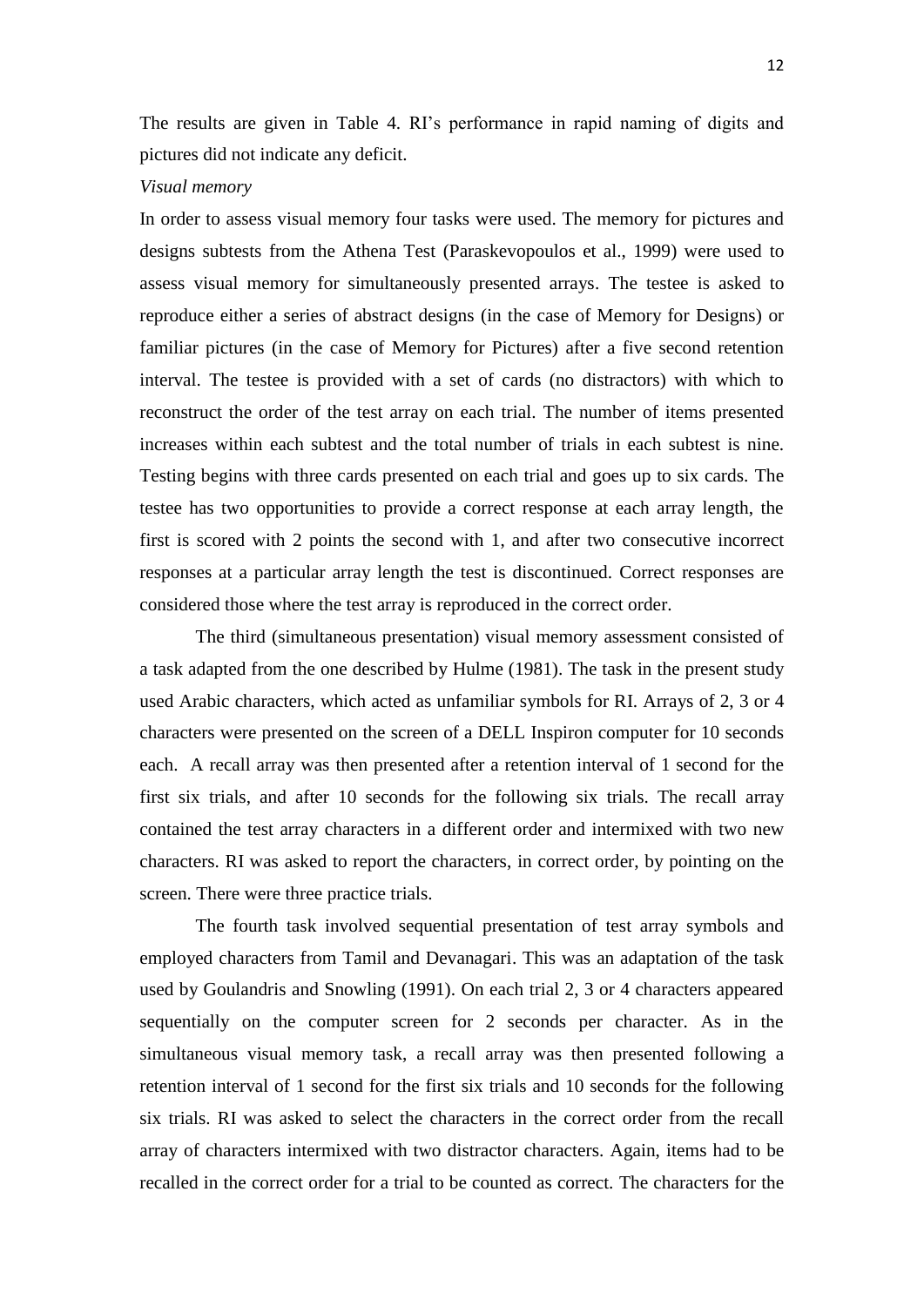The results are given in Table 4. RI's performance in rapid naming of digits and pictures did not indicate any deficit.

*Visual memory*

In order to assess visual memory four tasks were used. The memory for pictures and designs subtests from the Athena Test (Paraskevopoulos et al., 1999) were used to assess visual memory for simultaneously presented arrays. The testee is asked to reproduce either a series of abstract designs (in the case of Memory for Designs) or familiar pictures (in the case of Memory for Pictures) after a five second retention interval. The testee is provided with a set of cards (no distractors) with which to reconstruct the order of the test array on each trial. The number of items presented increases within each subtest and the total number of trials in each subtest is nine. Testing begins with three cards presented on each trial and goes up to six cards. The testee has two opportunities to provide a correct response at each array length, the first is scored with 2 points the second with 1, and after two consecutive incorrect responses at a particular array length the test is discontinued. Correct responses are considered those where the test array is reproduced in the correct order.

The third (simultaneous presentation) visual memory assessment consisted of a task adapted from the one described by Hulme (1981). The task in the present study used Arabic characters, which acted as unfamiliar symbols for RI. Arrays of 2, 3 or 4 characters were presented on the screen of a DELL Inspiron computer for 10 seconds each. A recall array was then presented after a retention interval of 1 second for the first six trials, and after 10 seconds for the following six trials. The recall array contained the test array characters in a different order and intermixed with two new characters. RI was asked to report the characters, in correct order, by pointing on the screen. There were three practice trials.

The fourth task involved sequential presentation of test array symbols and employed characters from Tamil and Devanagari. This was an adaptation of the task used by Goulandris and Snowling (1991). On each trial 2, 3 or 4 characters appeared sequentially on the computer screen for 2 seconds per character. As in the simultaneous visual memory task, a recall array was then presented following a retention interval of 1 second for the first six trials and 10 seconds for the following six trials. RI was asked to select the characters in the correct order from the recall array of characters intermixed with two distractor characters. Again, items had to be recalled in the correct order for a trial to be counted as correct. The characters for the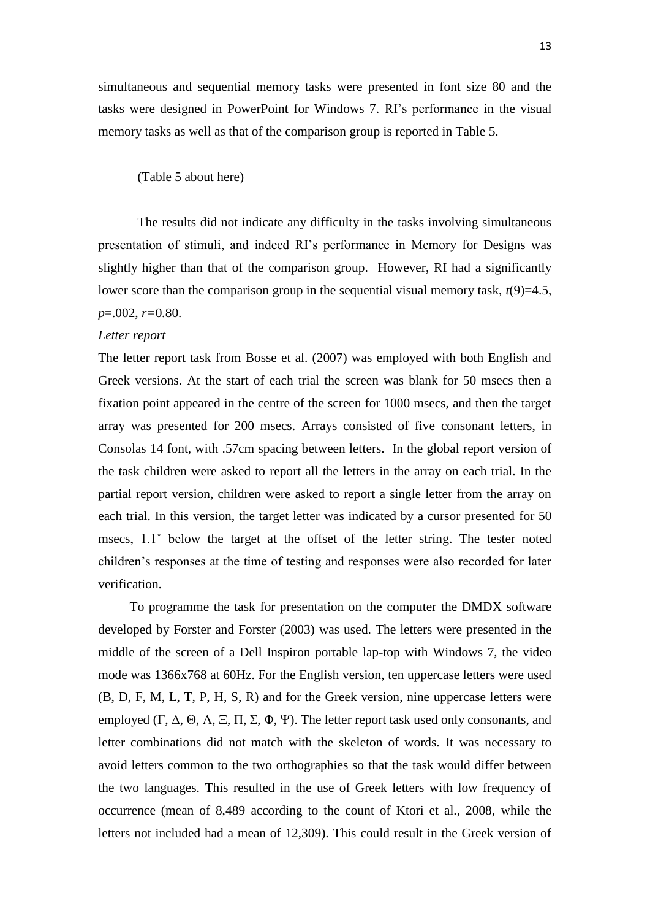simultaneous and sequential memory tasks were presented in font size 80 and the tasks were designed in PowerPoint for Windows 7. RI's performance in the visual memory tasks as well as that of the comparison group is reported in Table 5.

(Table 5 about here)

The results did not indicate any difficulty in the tasks involving simultaneous presentation of stimuli, and indeed RI's performance in Memory for Designs was slightly higher than that of the comparison group. However, RI had a significantly lower score than the comparison group in the sequential visual memory task, $t(9)=4.5$, $p=.002$, $r=0.80$.

*Letter report*

The letter report task from Bosse et al. (2007) was employed with both English and Greek versions. At the start of each trial the screen was blank for 50 msecs then a fixation point appeared in the centre of the screen for 1000 msecs, and then the target array was presented for 200 msecs. Arrays consisted of five consonant letters, in Consolas 14 font, with .57cm spacing between letters. In the global report version of the task children were asked to report all the letters in the array on each trial. In the partial report version, children were asked to report a single letter from the array on each trial. In this version, the target letter was indicated by a cursor presented for 50 msecs, 1.1° below the target at the offset of the letter string. The tester noted children's responses at the time of testing and responses were also recorded for later verification.

To programme the task for presentation on the computer the DMDX software developed by Forster and Forster (2003) was used. The letters were presented in the middle of the screen of a Dell Inspiron portable lap-top with Windows 7, the video mode was 1366x768 at 60Hz. For the English version, ten uppercase letters were used (B, D, F, M, L, T, P, H, S, R) and for the Greek version, nine uppercase letters were employed (Γ, Δ, Θ, Λ, Ξ, Π, Σ, Φ, Ψ). The letter report task used only consonants, and letter combinations did not match with the skeleton of words. It was necessary to avoid letters common to the two orthographies so that the task would differ between the two languages. This resulted in the use of Greek letters with low frequency of occurrence (mean of 8,489 according to the count of Ktori et al., 2008, while the letters not included had a mean of 12,309). This could result in the Greek version of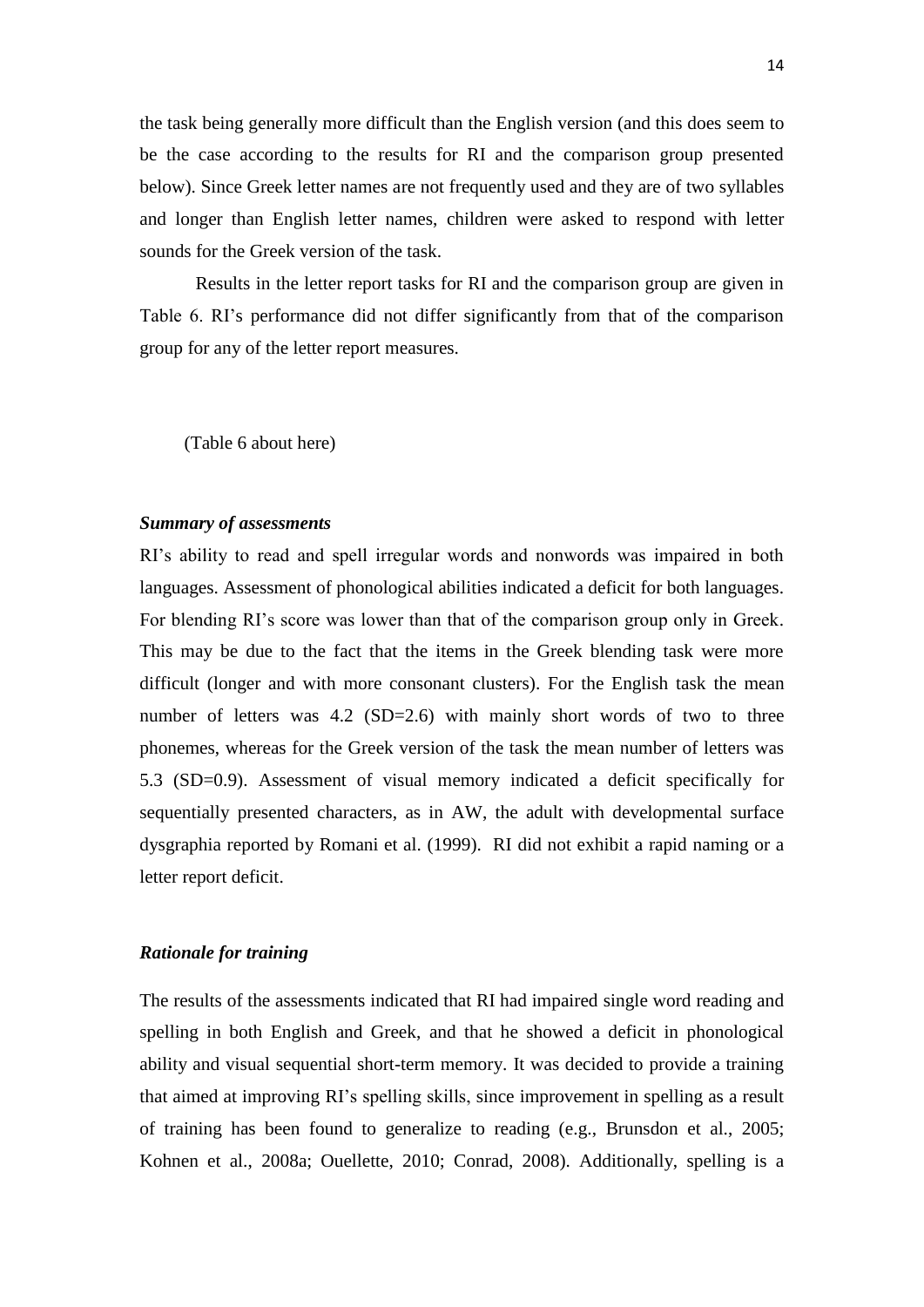the task being generally more difficult than the English version (and this does seem to be the case according to the results for RI and the comparison group presented below). Since Greek letter names are not frequently used and they are of two syllables and longer than English letter names, children were asked to respond with letter sounds for the Greek version of the task.

Results in the letter report tasks for RI and the comparison group are given in Table 6. RI's performance did not differ significantly from that of the comparison group for any of the letter report measures.

(Table 6 about here)

### *Summary of assessments*

RI's ability to read and spell irregular words and nonwords was impaired in both languages. Assessment of phonological abilities indicated a deficit for both languages. For blending RI's score was lower than that of the comparison group only in Greek. This may be due to the fact that the items in the Greek blending task were more difficult (longer and with more consonant clusters). For the English task the mean number of letters was 4.2 (SD=2.6) with mainly short words of two to three phonemes, whereas for the Greek version of the task the mean number of letters was 5.3 (SD=0.9). Assessment of visual memory indicated a deficit specifically for sequentially presented characters, as in AW, the adult with developmental surface dysgraphia reported by Romani et al. (1999). RI did not exhibit a rapid naming or a letter report deficit.

### *Rationale for training*

The results of the assessments indicated that RI had impaired single word reading and spelling in both English and Greek, and that he showed a deficit in phonological ability and visual sequential short-term memory. It was decided to provide a training that aimed at improving RI's spelling skills, since improvement in spelling as a result of training has been found to generalize to reading (e.g., Brunsdon et al., 2005; Kohnen et al., 2008a; Ouellette, 2010; Conrad, 2008). Additionally, spelling is a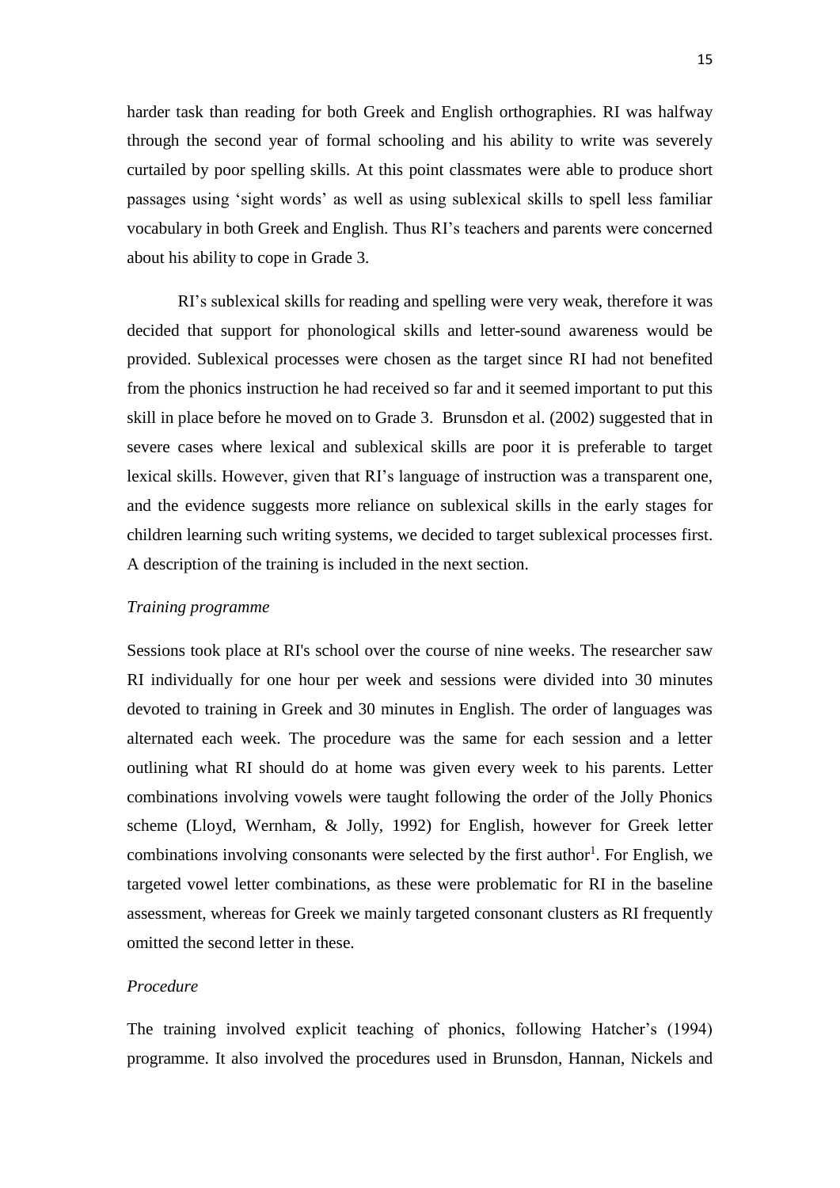harder task than reading for both Greek and English orthographies. RI was halfway through the second year of formal schooling and his ability to write was severely curtailed by poor spelling skills. At this point classmates were able to produce short passages using 'sight words' as well as using sublexical skills to spell less familiar vocabulary in both Greek and English. Thus RI's teachers and parents were concerned about his ability to cope in Grade 3.

RI's sublexical skills for reading and spelling were very weak, therefore it was decided that support for phonological skills and letter-sound awareness would be provided. Sublexical processes were chosen as the target since RI had not benefited from the phonics instruction he had received so far and it seemed important to put this skill in place before he moved on to Grade 3. Brunsdon et al. (2002) suggested that in severe cases where lexical and sublexical skills are poor it is preferable to target lexical skills. However, given that RI's language of instruction was a transparent one, and the evidence suggests more reliance on sublexical skills in the early stages for children learning such writing systems, we decided to target sublexical processes first. A description of the training is included in the next section.

*Training programme*

Sessions took place at RI's school over the course of nine weeks. The researcher saw RI individually for one hour per week and sessions were divided into 30 minutes devoted to training in Greek and 30 minutes in English. The order of languages was alternated each week. The procedure was the same for each session and a letter outlining what RI should do at home was given every week to his parents. Letter combinations involving vowels were taught following the order of the Jolly Phonics scheme (Lloyd, Wernham, & Jolly, 1992) for English, however for Greek letter combinations involving consonants were selected by the first author[1]. For English, we targeted vowel letter combinations, as these were problematic for RI in the baseline assessment, whereas for Greek we mainly targeted consonant clusters as RI frequently omitted the second letter in these.

*Procedure*

The training involved explicit teaching of phonics, following Hatcher's (1994) programme. It also involved the procedures used in Brunsdon, Hannan, Nickels and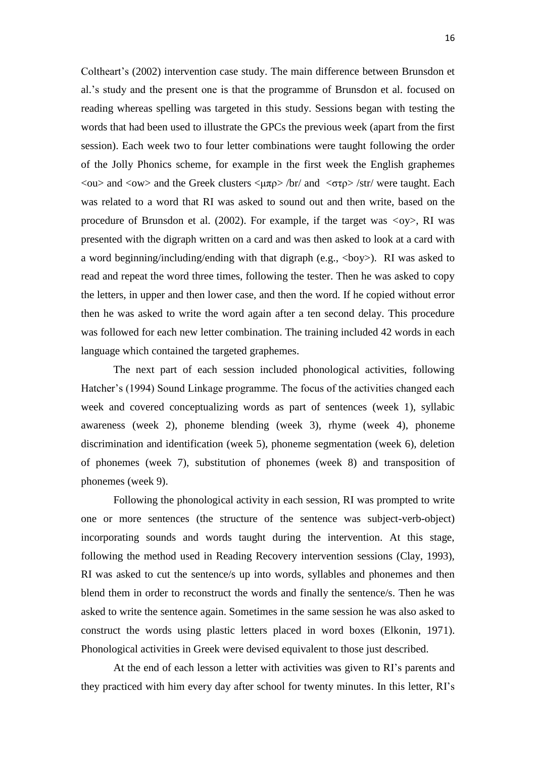Coltheart's (2002) intervention case study. The main difference between Brunsdon et al.'s study and the present one is that the programme of Brunsdon et al. focused on reading whereas spelling was targeted in this study. Sessions began with testing the words that had been used to illustrate the GPCs the previous week (apart from the first session). Each week two to four letter combinations were taught following the order of the Jolly Phonics scheme, for example in the first week the English graphemes <ou> and <ow> and the Greek clusters <μπρ> /br/ and <στρ> /str/ were taught. Each was related to a word that RI was asked to sound out and then write, based on the procedure of Brunsdon et al. (2002). For example, if the target was <oy>, RI was presented with the digraph written on a card and was then asked to look at a card with a word beginning/including/ending with that digraph (e.g., <boy>). RI was asked to read and repeat the word three times, following the tester. Then he was asked to copy the letters, in upper and then lower case, and then the word. If he copied without error then he was asked to write the word again after a ten second delay. This procedure was followed for each new letter combination. The training included 42 words in each language which contained the targeted graphemes.

The next part of each session included phonological activities, following Hatcher's (1994) Sound Linkage programme. The focus of the activities changed each week and covered conceptualizing words as part of sentences (week 1), syllabic awareness (week 2), phoneme blending (week 3), rhyme (week 4), phoneme discrimination and identification (week 5), phoneme segmentation (week 6), deletion of phonemes (week 7), substitution of phonemes (week 8) and transposition of phonemes (week 9).

Following the phonological activity in each session, RI was prompted to write one or more sentences (the structure of the sentence was subject-verb-object) incorporating sounds and words taught during the intervention. At this stage, following the method used in Reading Recovery intervention sessions (Clay, 1993), RI was asked to cut the sentence/s up into words, syllables and phonemes and then blend them in order to reconstruct the words and finally the sentence/s. Then he was asked to write the sentence again. Sometimes in the same session he was also asked to construct the words using plastic letters placed in word boxes (Elkonin, 1971). Phonological activities in Greek were devised equivalent to those just described.

At the end of each lesson a letter with activities was given to RI's parents and they practiced with him every day after school for twenty minutes. In this letter, RI's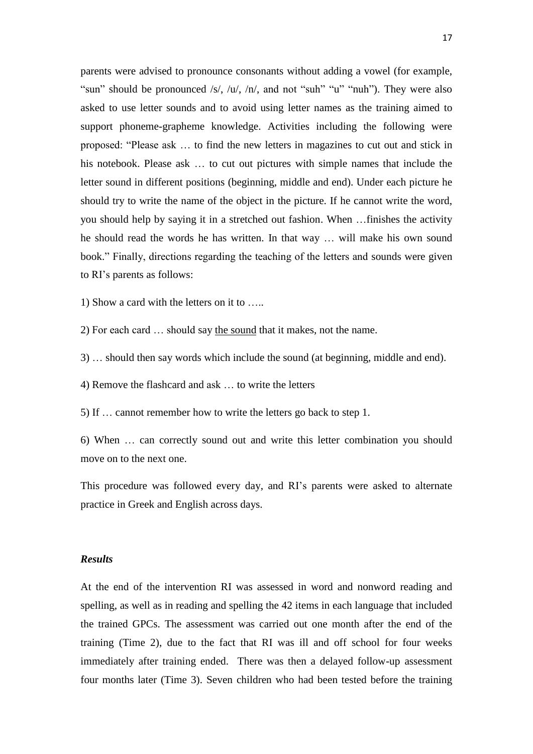parents were advised to pronounce consonants without adding a vowel (for example, "sun" should be pronounced /s/, /u/, /n/, and not "suh" "u" "nuh"). They were also asked to use letter sounds and to avoid using letter names as the training aimed to support phoneme-grapheme knowledge. Activities including the following were proposed: "Please ask … to find the new letters in magazines to cut out and stick in his notebook. Please ask … to cut out pictures with simple names that include the letter sound in different positions (beginning, middle and end). Under each picture he should try to write the name of the object in the picture. If he cannot write the word, you should help by saying it in a stretched out fashion. When …finishes the activity he should read the words he has written. In that way … will make his own sound book." Finally, directions regarding the teaching of the letters and sounds were given to RI's parents as follows:

1) Show a card with the letters on it to …..

2) For each card … should say <u>the sound</u> that it makes, not the name.

3) … should then say words which include the sound (at beginning, middle and end).

4) Remove the flashcard and ask … to write the letters

5) If … cannot remember how to write the letters go back to step 1.

6) When … can correctly sound out and write this letter combination you should move on to the next one.

This procedure was followed every day, and RI's parents were asked to alternate practice in Greek and English across days.

### *Results*

At the end of the intervention RI was assessed in word and nonword reading and spelling, as well as in reading and spelling the 42 items in each language that included the trained GPCs. The assessment was carried out one month after the end of the training (Time 2), due to the fact that RI was ill and off school for four weeks immediately after training ended. There was then a delayed follow-up assessment four months later (Time 3). Seven children who had been tested before the training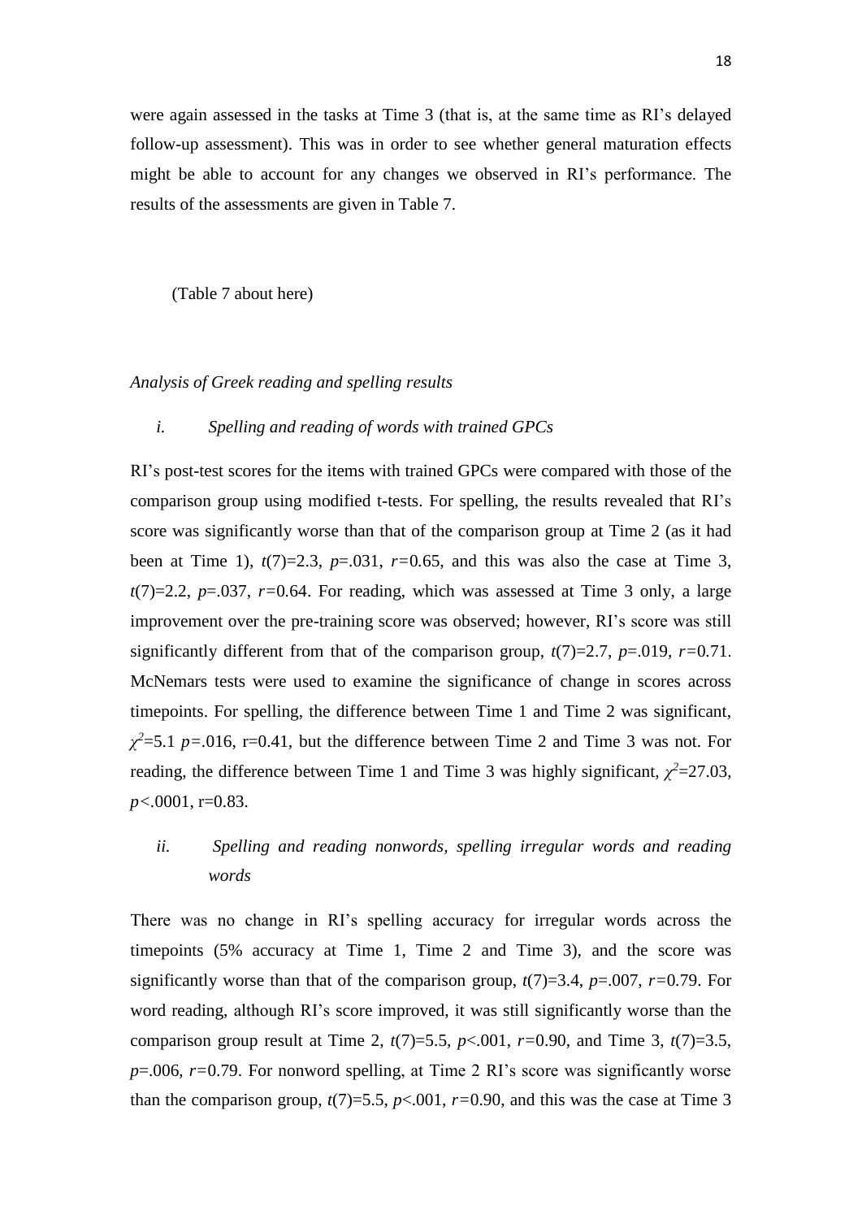were again assessed in the tasks at Time 3 (that is, at the same time as RI's delayed follow-up assessment). This was in order to see whether general maturation effects might be able to account for any changes we observed in RI's performance. The results of the assessments are given in Table 7.

(Table 7 about here)

*Analysis of Greek reading and spelling results*

*i. Spelling and reading of words with trained GPCs*

RI's post-test scores for the items with trained GPCs were compared with those of the comparison group using modified t-tests. For spelling, the results revealed that RI's score was significantly worse than that of the comparison group at Time 2 (as it had been at Time 1), $t(7)=2.3$, $p=.031$, $r=0.65$, and this was also the case at Time 3, $t(7)=2.2$, $p=.037$, $r=0.64$. For reading, which was assessed at Time 3 only, a large improvement over the pre-training score was observed; however, RI's score was still significantly different from that of the comparison group, $t(7)=2.7$, $p=.019$, $r=0.71$. McNemars tests were used to examine the significance of change in scores across timepoints. For spelling, the difference between Time 1 and Time 2 was significant, $\chi^2=5.1$ $p=.016$, r=0.41, but the difference between Time 2 and Time 3 was not. For reading, the difference between Time 1 and Time 3 was highly significant, $\chi^2=27.03$, $p<.0001$, r=0.83.

*ii. Spelling and reading nonwords, spelling irregular words and reading words*

There was no change in RI's spelling accuracy for irregular words across the timepoints (5% accuracy at Time 1, Time 2 and Time 3), and the score was significantly worse than that of the comparison group, $t(7)=3.4$, $p=.007$, $r=0.79$. For word reading, although RI's score improved, it was still significantly worse than the comparison group result at Time 2, $t(7)=5.5$, $p<.001$, $r=0.90$, and Time 3, $t(7)=3.5$, $p=.006$, $r=0.79$. For nonword spelling, at Time 2 RI's score was significantly worse than the comparison group, $t(7)=5.5$, $p<.001$, $r=0.90$, and this was the case at Time 3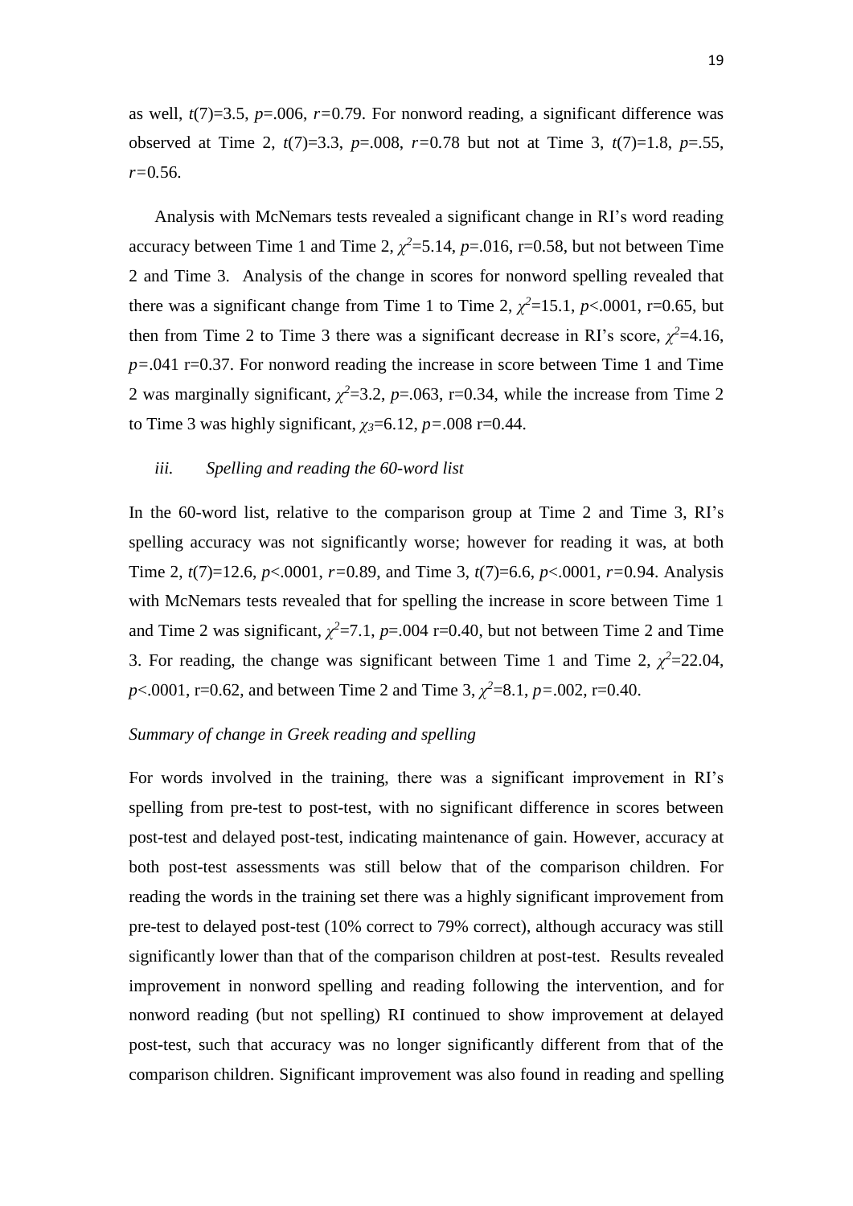as well, $t(7)=3.5$, $p=.006$, $r=0.79$. For nonword reading, a significant difference was observed at Time 2, $t(7)=3.3$, $p=.008$, $r=0.78$ but not at Time 3, $t(7)=1.8$, $p=.55$, $r=0.56$.

Analysis with McNemars tests revealed a significant change in RI's word reading accuracy between Time 1 and Time 2, $\chi^2=5.14$, $p=.016$, r=0.58, but not between Time 2 and Time 3. Analysis of the change in scores for nonword spelling revealed that there was a significant change from Time 1 to Time 2, $\chi^2=15.1$, $p<.0001$, r=0.65, but then from Time 2 to Time 3 there was a significant decrease in RI's score, $\chi^2=4.16$, $p=.041$ r=0.37. For nonword reading the increase in score between Time 1 and Time 2 was marginally significant, $\chi^2=3.2$, $p=.063$, r=0.34, while the increase from Time 2 to Time 3 was highly significant, $\chi_3=6.12$, $p=.008$ r=0.44.

*iii. Spelling and reading the 60-word list*

In the 60-word list, relative to the comparison group at Time 2 and Time 3, RI's spelling accuracy was not significantly worse; however for reading it was, at both Time 2, $t(7)=12.6$, $p<.0001$, $r=0.89$, and Time 3, $t(7)=6.6$, $p<.0001$, $r=0.94$. Analysis with McNemars tests revealed that for spelling the increase in score between Time 1 and Time 2 was significant, $\chi^2=7.1$, $p=.004$ r=0.40, but not between Time 2 and Time 3. For reading, the change was significant between Time 1 and Time 2, $\chi^2=22.04$, $p<.0001$, r=0.62, and between Time 2 and Time 3, $\chi^2=8.1$, $p=.002$, r=0.40.

*Summary of change in Greek reading and spelling*

For words involved in the training, there was a significant improvement in RI's spelling from pre-test to post-test, with no significant difference in scores between post-test and delayed post-test, indicating maintenance of gain. However, accuracy at both post-test assessments was still below that of the comparison children. For reading the words in the training set there was a highly significant improvement from pre-test to delayed post-test (10% correct to 79% correct), although accuracy was still significantly lower than that of the comparison children at post-test. Results revealed improvement in nonword spelling and reading following the intervention, and for nonword reading (but not spelling) RI continued to show improvement at delayed post-test, such that accuracy was no longer significantly different from that of the comparison children. Significant improvement was also found in reading and spelling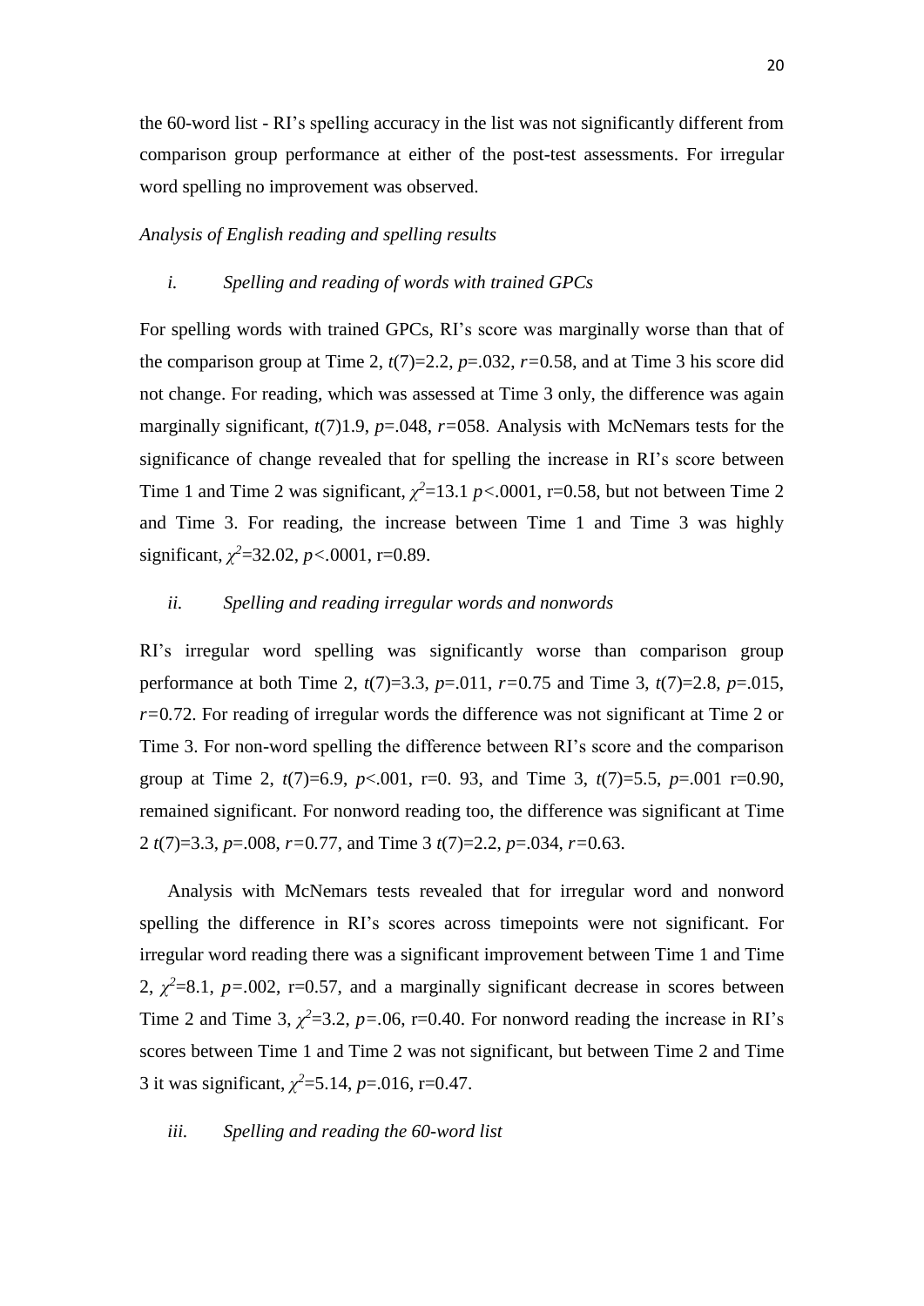the 60-word list - RI's spelling accuracy in the list was not significantly different from comparison group performance at either of the post-test assessments. For irregular word spelling no improvement was observed.

*Analysis of English reading and spelling results*

*i. Spelling and reading of words with trained GPCs*

For spelling words with trained GPCs, RI's score was marginally worse than that of the comparison group at Time 2, $t(7)$=2.2, $p$=.032, $r$=0.58, and at Time 3 his score did not change. For reading, which was assessed at Time 3 only, the difference was again marginally significant, $t(7)$1.9, $p$=.048, $r$=058. Analysis with McNemars tests for the significance of change revealed that for spelling the increase in RI's score between Time 1 and Time 2 was significant, $\chi^2$=13.1 $p$<.0001, r=0.58, but not between Time 2 and Time 3. For reading, the increase between Time 1 and Time 3 was highly significant, $\chi^2$=32.02, $p$<.0001, r=0.89.

*ii. Spelling and reading irregular words and nonwords*

RI's irregular word spelling was significantly worse than comparison group performance at both Time 2, $t(7)$=3.3, $p$=.011, $r$=0.75 and Time 3, $t(7)$=2.8, $p$=.015, $r$=0.72. For reading of irregular words the difference was not significant at Time 2 or Time 3. For non-word spelling the difference between RI's score and the comparison group at Time 2, $t(7)$=6.9, $p$<.001, r=0. 93, and Time 3, $t(7)$=5.5, $p$=.001 r=0.90, remained significant. For nonword reading too, the difference was significant at Time 2 $t(7)$=3.3, $p$=.008, $r$=0.77, and Time 3 $t(7)$=2.2, $p$=.034, $r$=0.63.

Analysis with McNemars tests revealed that for irregular word and nonword spelling the difference in RI's scores across timepoints were not significant. For irregular word reading there was a significant improvement between Time 1 and Time 2, $\chi^2$=8.1, $p$=.002, r=0.57, and a marginally significant decrease in scores between Time 2 and Time 3, $\chi^2$=3.2, $p$=.06, r=0.40. For nonword reading the increase in RI's scores between Time 1 and Time 2 was not significant, but between Time 2 and Time 3 it was significant, $\chi^2$=5.14, $p$=.016, r=0.47.

*iii. Spelling and reading the 60-word list*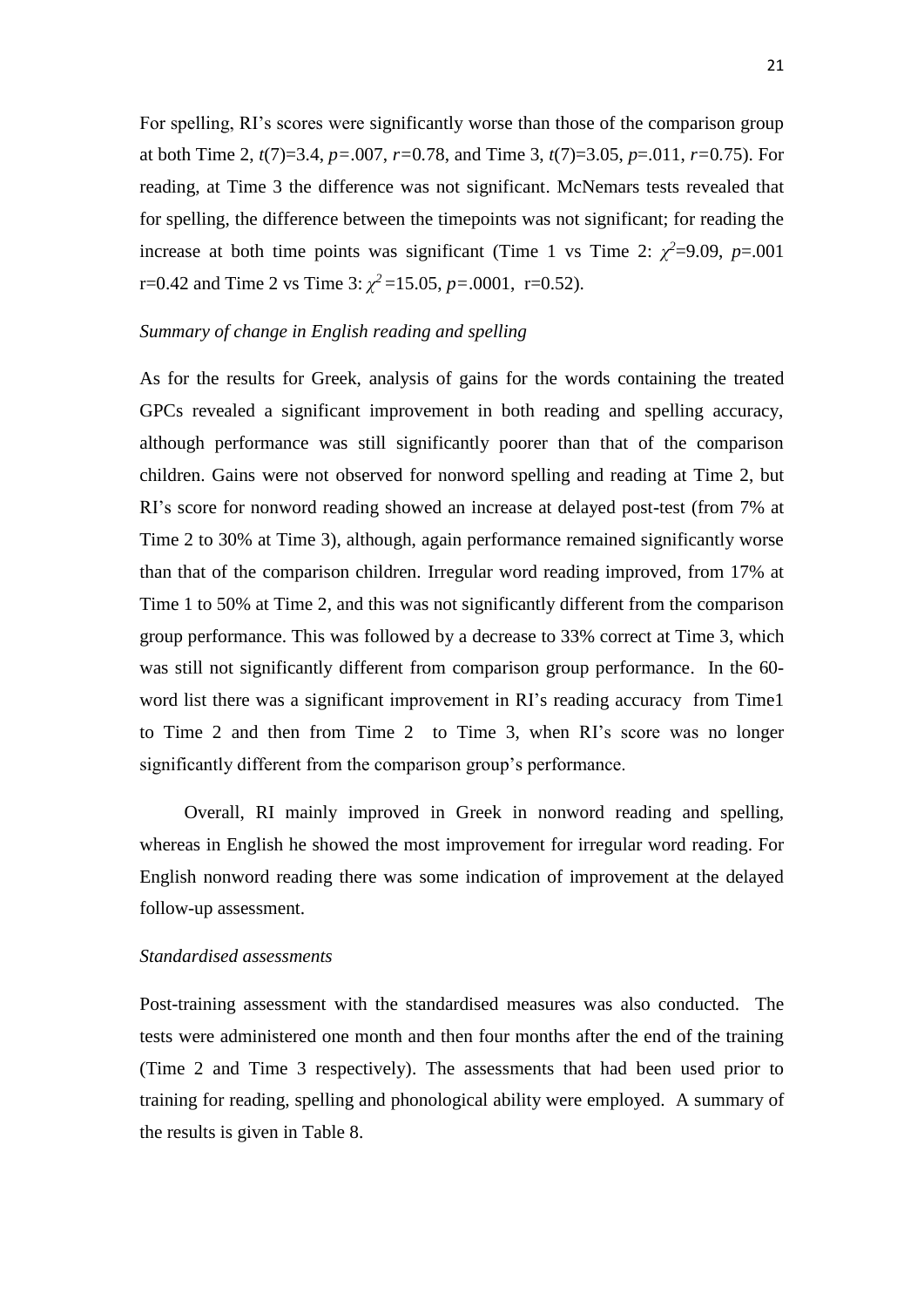For spelling, RI's scores were significantly worse than those of the comparison group at both Time 2, $t(7)=3.4$, $p=.007$, $r=0.78$, and Time 3, $t(7)=3.05$, $p=.011$, $r=0.75$). For reading, at Time 3 the difference was not significant. McNemars tests revealed that for spelling, the difference between the timepoints was not significant; for reading the increase at both time points was significant (Time 1 vs Time 2: $\chi^2=9.09$, $p=.001$ r=0.42 and Time 2 vs Time 3: $\chi^2=15.05$, $p=.0001$, r=0.52).

*Summary of change in English reading and spelling*

As for the results for Greek, analysis of gains for the words containing the treated GPCs revealed a significant improvement in both reading and spelling accuracy, although performance was still significantly poorer than that of the comparison children. Gains were not observed for nonword spelling and reading at Time 2, but RI's score for nonword reading showed an increase at delayed post-test (from 7% at Time 2 to 30% at Time 3), although, again performance remained significantly worse than that of the comparison children. Irregular word reading improved, from 17% at Time 1 to 50% at Time 2, and this was not significantly different from the comparison group performance. This was followed by a decrease to 33% correct at Time 3, which was still not significantly different from comparison group performance. In the 60-word list there was a significant improvement in RI's reading accuracy from Time1 to Time 2 and then from Time 2 to Time 3, when RI's score was no longer significantly different from the comparison group's performance.

Overall, RI mainly improved in Greek in nonword reading and spelling, whereas in English he showed the most improvement for irregular word reading. For English nonword reading there was some indication of improvement at the delayed follow-up assessment.

*Standardised assessments*

Post-training assessment with the standardised measures was also conducted. The tests were administered one month and then four months after the end of the training (Time 2 and Time 3 respectively). The assessments that had been used prior to training for reading, spelling and phonological ability were employed. A summary of the results is given in Table 8.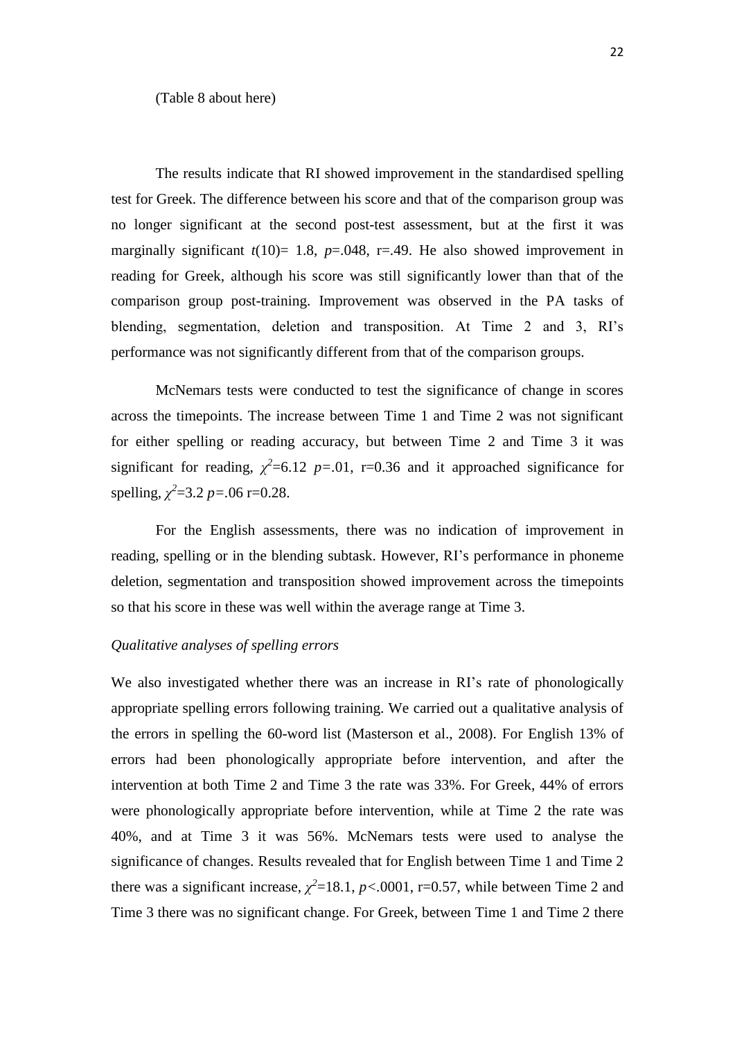(Table 8 about here)

The results indicate that RI showed improvement in the standardised spelling test for Greek. The difference between his score and that of the comparison group was no longer significant at the second post-test assessment, but at the first it was marginally significant $t(10)= 1.8$, $p=.048$, r=.49. He also showed improvement in reading for Greek, although his score was still significantly lower than that of the comparison group post-training. Improvement was observed in the PA tasks of blending, segmentation, deletion and transposition. At Time 2 and 3, RI's performance was not significantly different from that of the comparison groups.

McNemars tests were conducted to test the significance of change in scores across the timepoints. The increase between Time 1 and Time 2 was not significant for either spelling or reading accuracy, but between Time 2 and Time 3 it was significant for reading, $\chi^2=6.12$ $p=.01$, r=0.36 and it approached significance for spelling, $\chi^2=3.2$ $p=.06$ r=0.28.

For the English assessments, there was no indication of improvement in reading, spelling or in the blending subtask. However, RI's performance in phoneme deletion, segmentation and transposition showed improvement across the timepoints so that his score in these was well within the average range at Time 3.

*Qualitative analyses of spelling errors*

We also investigated whether there was an increase in RI's rate of phonologically appropriate spelling errors following training. We carried out a qualitative analysis of the errors in spelling the 60-word list (Masterson et al., 2008). For English 13% of errors had been phonologically appropriate before intervention, and after the intervention at both Time 2 and Time 3 the rate was 33%. For Greek, 44% of errors were phonologically appropriate before intervention, while at Time 2 the rate was 40%, and at Time 3 it was 56%. McNemars tests were used to analyse the significance of changes. Results revealed that for English between Time 1 and Time 2 there was a significant increase, $\chi^2=18.1$, $p<.0001$, r=0.57, while between Time 2 and Time 3 there was no significant change. For Greek, between Time 1 and Time 2 there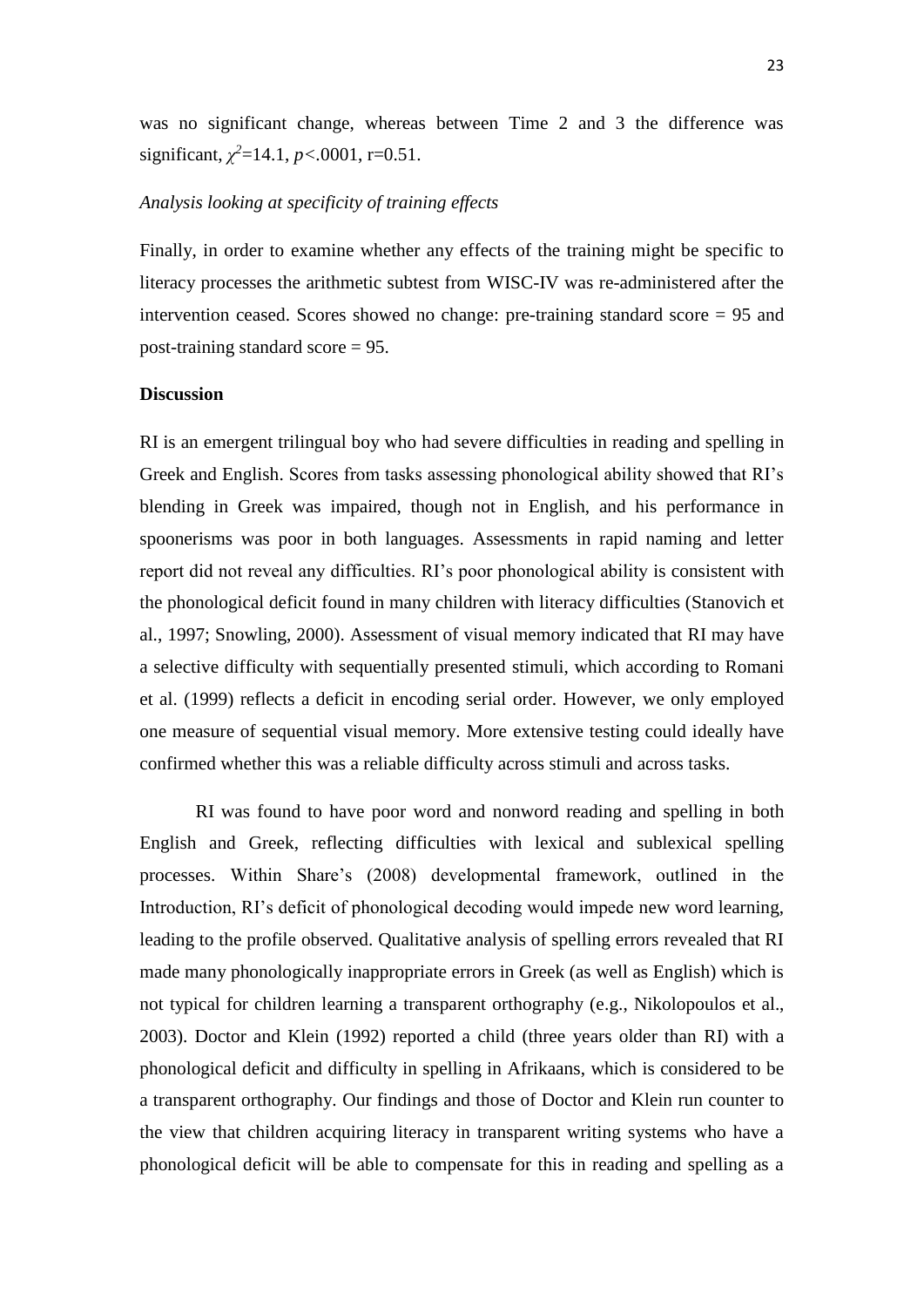was no significant change, whereas between Time 2 and 3 the difference was significant, $\chi^2$=14.1, $p$<.0001, r=0.51.

*Analysis looking at specificity of training effects*

Finally, in order to examine whether any effects of the training might be specific to literacy processes the arithmetic subtest from WISC-IV was re-administered after the intervention ceased. Scores showed no change: pre-training standard score = 95 and post-training standard score = 95.

**Discussion**

RI is an emergent trilingual boy who had severe difficulties in reading and spelling in Greek and English. Scores from tasks assessing phonological ability showed that RI's blending in Greek was impaired, though not in English, and his performance in spoonerisms was poor in both languages. Assessments in rapid naming and letter report did not reveal any difficulties. RI's poor phonological ability is consistent with the phonological deficit found in many children with literacy difficulties (Stanovich et al., 1997; Snowling, 2000). Assessment of visual memory indicated that RI may have a selective difficulty with sequentially presented stimuli, which according to Romani et al. (1999) reflects a deficit in encoding serial order. However, we only employed one measure of sequential visual memory. More extensive testing could ideally have confirmed whether this was a reliable difficulty across stimuli and across tasks.

RI was found to have poor word and nonword reading and spelling in both English and Greek, reflecting difficulties with lexical and sublexical spelling processes. Within Share's (2008) developmental framework, outlined in the Introduction, RI's deficit of phonological decoding would impede new word learning, leading to the profile observed. Qualitative analysis of spelling errors revealed that RI made many phonologically inappropriate errors in Greek (as well as English) which is not typical for children learning a transparent orthography (e.g., Nikolopoulos et al., 2003). Doctor and Klein (1992) reported a child (three years older than RI) with a phonological deficit and difficulty in spelling in Afrikaans, which is considered to be a transparent orthography. Our findings and those of Doctor and Klein run counter to the view that children acquiring literacy in transparent writing systems who have a phonological deficit will be able to compensate for this in reading and spelling as a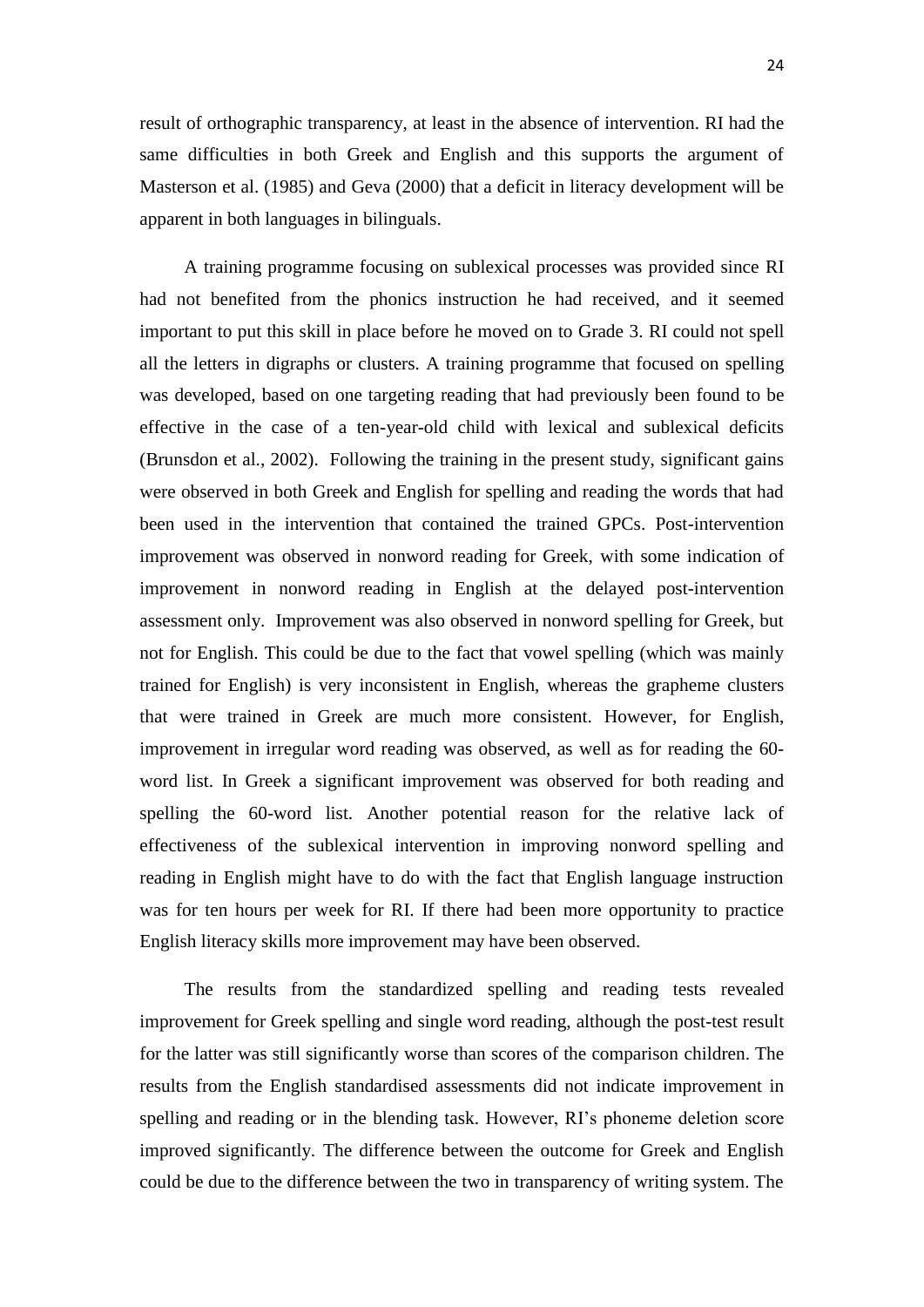result of orthographic transparency, at least in the absence of intervention. RI had the same difficulties in both Greek and English and this supports the argument of Masterson et al. (1985) and Geva (2000) that a deficit in literacy development will be apparent in both languages in bilinguals.

A training programme focusing on sublexical processes was provided since RI had not benefited from the phonics instruction he had received, and it seemed important to put this skill in place before he moved on to Grade 3. RI could not spell all the letters in digraphs or clusters. A training programme that focused on spelling was developed, based on one targeting reading that had previously been found to be effective in the case of a ten-year-old child with lexical and sublexical deficits (Brunsdon et al., 2002). Following the training in the present study, significant gains were observed in both Greek and English for spelling and reading the words that had been used in the intervention that contained the trained GPCs. Post-intervention improvement was observed in nonword reading for Greek, with some indication of improvement in nonword reading in English at the delayed post-intervention assessment only. Improvement was also observed in nonword spelling for Greek, but not for English. This could be due to the fact that vowel spelling (which was mainly trained for English) is very inconsistent in English, whereas the grapheme clusters that were trained in Greek are much more consistent. However, for English, improvement in irregular word reading was observed, as well as for reading the 60-word list. In Greek a significant improvement was observed for both reading and spelling the 60-word list. Another potential reason for the relative lack of effectiveness of the sublexical intervention in improving nonword spelling and reading in English might have to do with the fact that English language instruction was for ten hours per week for RI. If there had been more opportunity to practice English literacy skills more improvement may have been observed.

The results from the standardized spelling and reading tests revealed improvement for Greek spelling and single word reading, although the post-test result for the latter was still significantly worse than scores of the comparison children. The results from the English standardised assessments did not indicate improvement in spelling and reading or in the blending task. However, RI's phoneme deletion score improved significantly. The difference between the outcome for Greek and English could be due to the difference between the two in transparency of writing system. The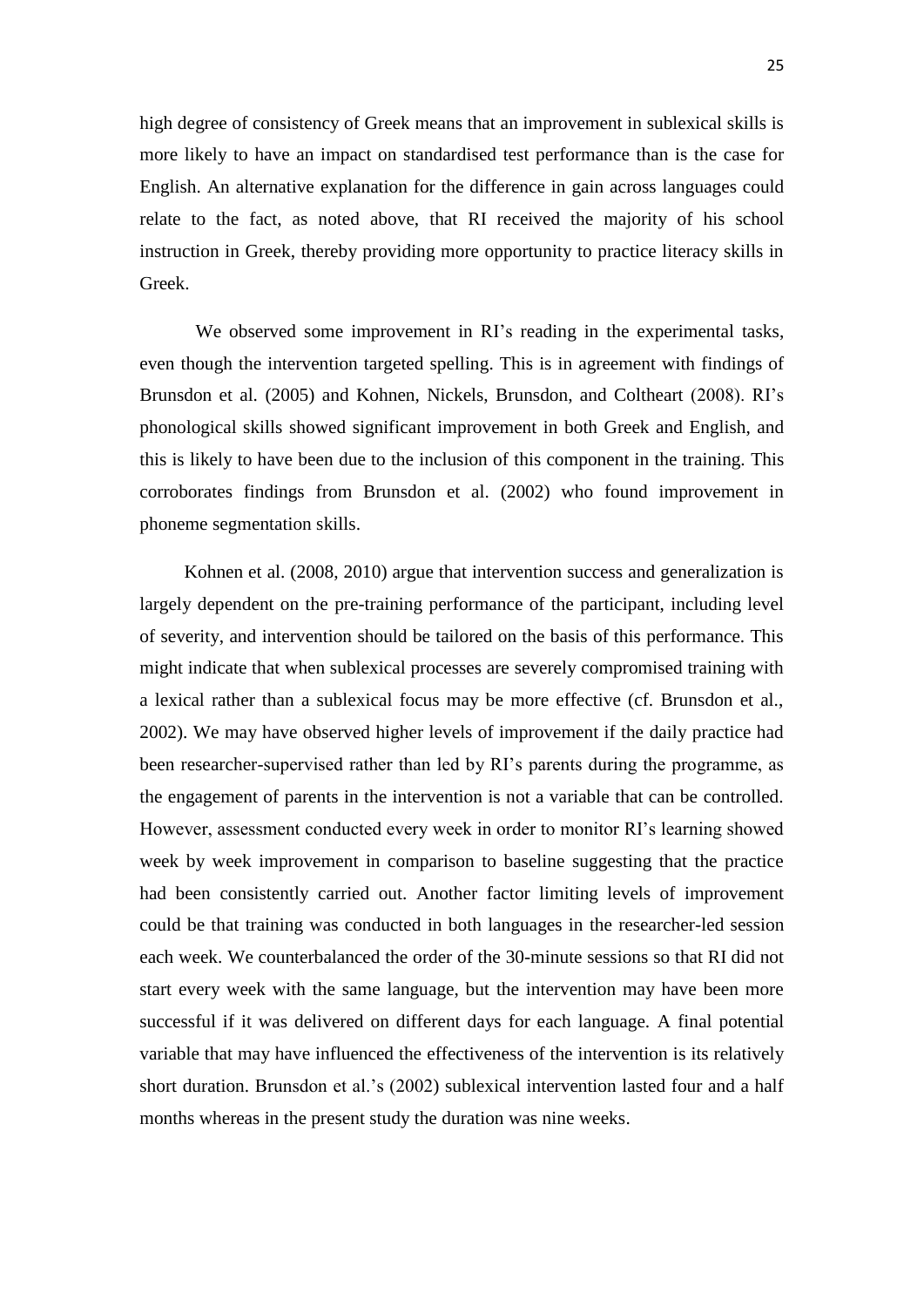high degree of consistency of Greek means that an improvement in sublexical skills is more likely to have an impact on standardised test performance than is the case for English. An alternative explanation for the difference in gain across languages could relate to the fact, as noted above, that RI received the majority of his school instruction in Greek, thereby providing more opportunity to practice literacy skills in Greek.

We observed some improvement in RI's reading in the experimental tasks, even though the intervention targeted spelling. This is in agreement with findings of Brunsdon et al. (2005) and Kohnen, Nickels, Brunsdon, and Coltheart (2008). RI's phonological skills showed significant improvement in both Greek and English, and this is likely to have been due to the inclusion of this component in the training. This corroborates findings from Brunsdon et al. (2002) who found improvement in phoneme segmentation skills.

Kohnen et al. (2008, 2010) argue that intervention success and generalization is largely dependent on the pre-training performance of the participant, including level of severity, and intervention should be tailored on the basis of this performance. This might indicate that when sublexical processes are severely compromised training with a lexical rather than a sublexical focus may be more effective (cf. Brunsdon et al., 2002). We may have observed higher levels of improvement if the daily practice had been researcher-supervised rather than led by RI's parents during the programme, as the engagement of parents in the intervention is not a variable that can be controlled. However, assessment conducted every week in order to monitor RI's learning showed week by week improvement in comparison to baseline suggesting that the practice had been consistently carried out. Another factor limiting levels of improvement could be that training was conducted in both languages in the researcher-led session each week. We counterbalanced the order of the 30-minute sessions so that RI did not start every week with the same language, but the intervention may have been more successful if it was delivered on different days for each language. A final potential variable that may have influenced the effectiveness of the intervention is its relatively short duration. Brunsdon et al.'s (2002) sublexical intervention lasted four and a half months whereas in the present study the duration was nine weeks.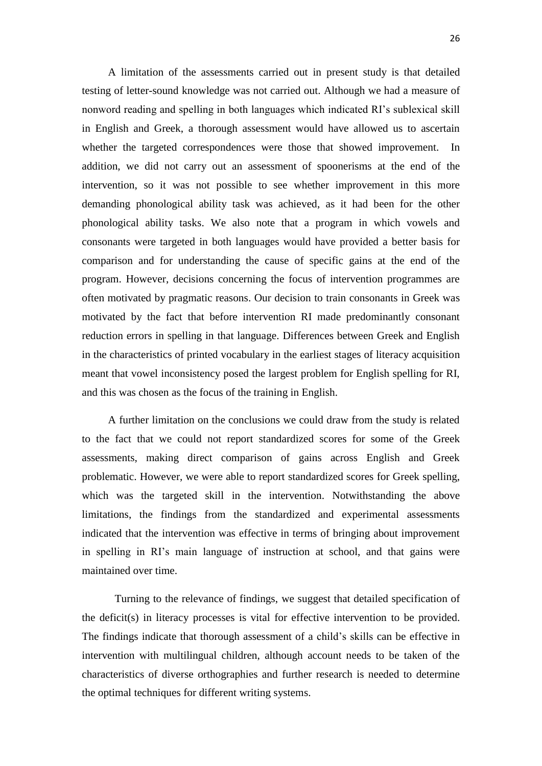A limitation of the assessments carried out in present study is that detailed testing of letter-sound knowledge was not carried out. Although we had a measure of nonword reading and spelling in both languages which indicated RI's sublexical skill in English and Greek, a thorough assessment would have allowed us to ascertain whether the targeted correspondences were those that showed improvement. In addition, we did not carry out an assessment of spoonerisms at the end of the intervention, so it was not possible to see whether improvement in this more demanding phonological ability task was achieved, as it had been for the other phonological ability tasks. We also note that a program in which vowels and consonants were targeted in both languages would have provided a better basis for comparison and for understanding the cause of specific gains at the end of the program. However, decisions concerning the focus of intervention programmes are often motivated by pragmatic reasons. Our decision to train consonants in Greek was motivated by the fact that before intervention RI made predominantly consonant reduction errors in spelling in that language. Differences between Greek and English in the characteristics of printed vocabulary in the earliest stages of literacy acquisition meant that vowel inconsistency posed the largest problem for English spelling for RI, and this was chosen as the focus of the training in English.

A further limitation on the conclusions we could draw from the study is related to the fact that we could not report standardized scores for some of the Greek assessments, making direct comparison of gains across English and Greek problematic. However, we were able to report standardized scores for Greek spelling, which was the targeted skill in the intervention. Notwithstanding the above limitations, the findings from the standardized and experimental assessments indicated that the intervention was effective in terms of bringing about improvement in spelling in RI's main language of instruction at school, and that gains were maintained over time.

Turning to the relevance of findings, we suggest that detailed specification of the deficit(s) in literacy processes is vital for effective intervention to be provided. The findings indicate that thorough assessment of a child's skills can be effective in intervention with multilingual children, although account needs to be taken of the characteristics of diverse orthographies and further research is needed to determine the optimal techniques for different writing systems.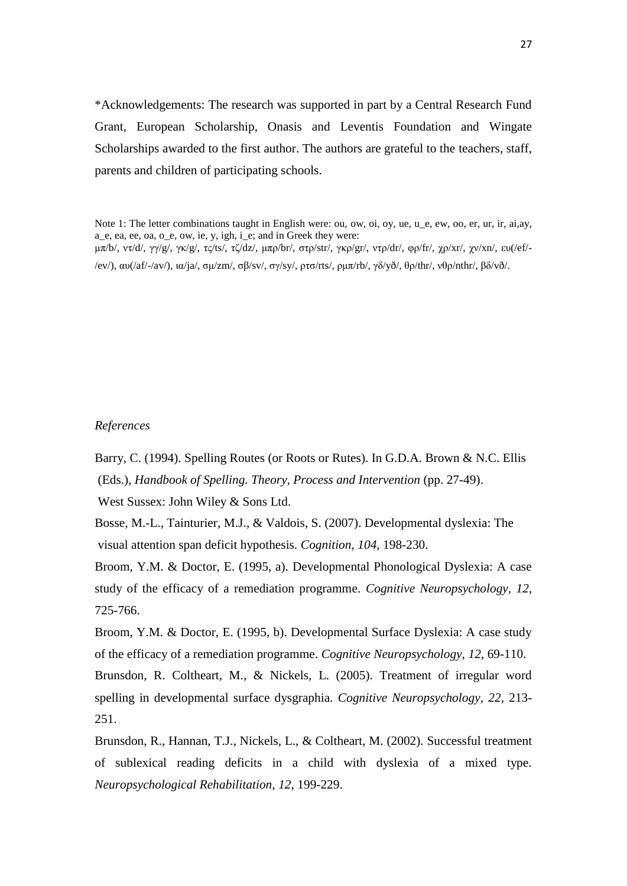*Acknowledgements: The research was supported in part by a Central Research Fund Grant, European Scholarship, Onasis and Leventis Foundation and Wingate Scholarships awarded to the first author. The authors are grateful to the teachers, staff, parents and children of participating schools.

Note 1: The letter combinations taught in English were: ou, ow, oi, oy, ue, u_e, ew, oo, er, ur, ir, ai,ay, a_e, ea, ee, oa, o_e, ow, ie, y, igh, i_e; and in Greek they were: μπ/b/, ντ/d/, γγ/g/, γκ/g/, τς/ts/, τζ/dz/, μπρ/br/, στρ/str/, γκρ/gr/, ντρ/dr/, φρ/fr/, χρ/xr/, χν/xn/, ευ(/ef/-/ev/), αυ(/af/-/av/), ια/ja/, σμ/zm/, σβ/sv/, σγ/sy/, ρτσ/rts/, ρμπ/rb/, γδ/yð/, θρ/thr/, νθρ/nthr/, βδ/vð/.

*References*

Barry, C. (1994). Spelling Routes (or Roots or Rutes). In G.D.A. Brown & N.C. Ellis (Eds.), *Handbook of Spelling. Theory, Process and Intervention* (pp. 27-49). West Sussex: John Wiley & Sons Ltd.

Bosse, M.-L., Tainturier, M.J., & Valdois, S. (2007). Developmental dyslexia: The visual attention span deficit hypothesis. *Cognition*, *104*, 198-230.

Broom, Y.M. & Doctor, E. (1995, a). Developmental Phonological Dyslexia: A case study of the efficacy of a remediation programme. *Cognitive Neuropsychology, 12*, 725-766.

Broom, Y.M. & Doctor, E. (1995, b). Developmental Surface Dyslexia: A case study of the efficacy of a remediation programme. *Cognitive Neuropsychology, 12*, 69-110.

Brunsdon, R. Coltheart, M., & Nickels, L. (2005). Treatment of irregular word spelling in developmental surface dysgraphia. *Cognitive Neuropsychology*, *22*, 213-251.

Brunsdon, R., Hannan, T.J., Nickels, L., & Coltheart, M. (2002). Successful treatment of sublexical reading deficits in a child with dyslexia of a mixed type. *Neuropsychological Rehabilitation, 12*, 199-229.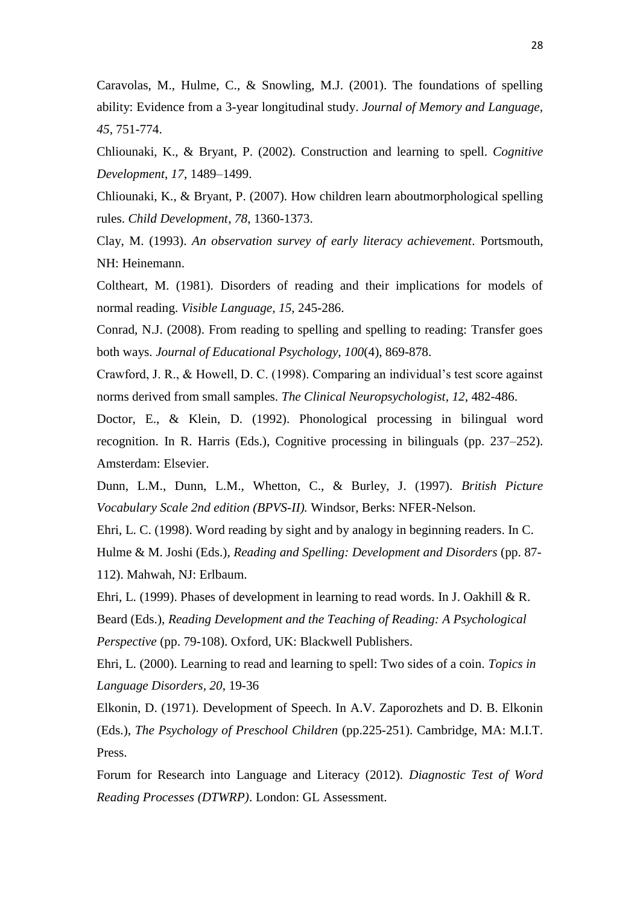Caravolas, M., Hulme, C., & Snowling, M.J. (2001). The foundations of spelling ability: Evidence from a 3-year longitudinal study. *Journal of Memory and Language*, *45*, 751-774.

Chliounaki, K., & Bryant, P. (2002). Construction and learning to spell. *Cognitive Development*, *17*, 1489–1499.

Chliounaki, K., & Bryant, P. (2007). How children learn aboutmorphological spelling rules. *Child Development*, *78*, 1360-1373.

Clay, M. (1993). *An observation survey of early literacy achievement*. Portsmouth, NH: Heinemann.

Coltheart, M. (1981). Disorders of reading and their implications for models of normal reading. *Visible Language, 15,* 245-286.

Conrad, N.J. (2008). From reading to spelling and spelling to reading: Transfer goes both ways. *Journal of Educational Psychology, 100*(4), 869-878.

Crawford, J. R., & Howell, D. C. (1998). Comparing an individual's test score against norms derived from small samples. *The Clinical Neuropsychologist*, *12*, 482-486.

Doctor, E., & Klein, D. (1992). Phonological processing in bilingual word recognition. In R. Harris (Eds.), Cognitive processing in bilinguals (pp. 237–252). Amsterdam: Elsevier.

Dunn, L.M., Dunn, L.M., Whetton, C., & Burley, J. (1997). *British Picture Vocabulary Scale 2nd edition (BPVS-II).* Windsor, Berks: NFER-Nelson.

Ehri, L. C. (1998). Word reading by sight and by analogy in beginning readers. In C. Hulme & M. Joshi (Eds.), *Reading and Spelling: Development and Disorders* (pp. 87-112). Mahwah, NJ: Erlbaum.

Ehri, L. (1999). Phases of development in learning to read words. In J. Oakhill & R. Beard (Eds.), *Reading Development and the Teaching of Reading: A Psychological Perspective* (pp. 79-108). Oxford, UK: Blackwell Publishers.

Ehri, L. (2000). Learning to read and learning to spell: Two sides of a coin. *Topics in Language Disorders, 20*, 19-36

Elkonin, D. (1971). Development of Speech. In A.V. Zaporozhets and D. B. Elkonin (Eds.), *The Psychology of Preschool Children* (pp.225-251). Cambridge, MA: M.I.T. Press.

Forum for Research into Language and Literacy (2012). *Diagnostic Test of Word Reading Processes (DTWRP)*. London: GL Assessment.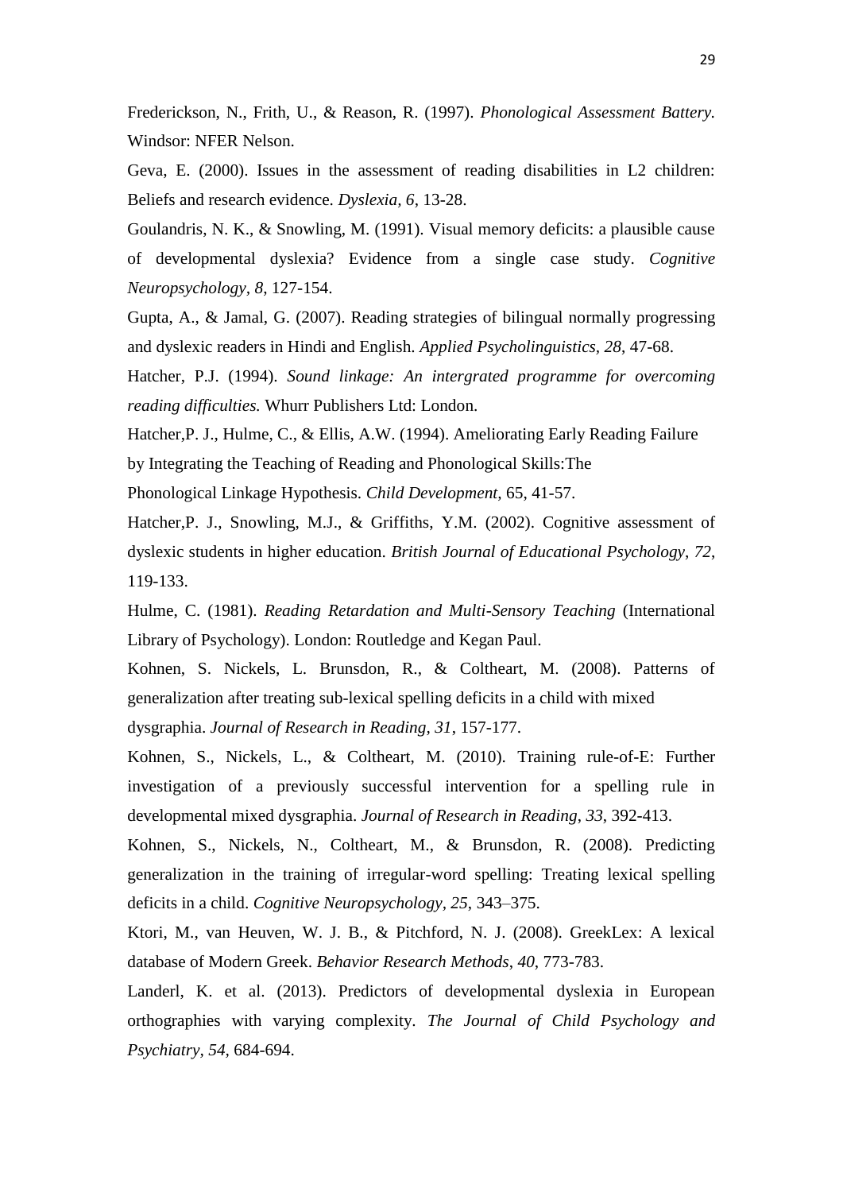Frederickson, N., Frith, U., & Reason, R. (1997). *Phonological Assessment Battery.* Windsor: NFER Nelson.

Geva, E. (2000). Issues in the assessment of reading disabilities in L2 children: Beliefs and research evidence. *Dyslexia, 6*, 13-28.

Goulandris, N. K., & Snowling, M. (1991). Visual memory deficits: a plausible cause of developmental dyslexia? Evidence from a single case study. *Cognitive Neuropsychology, 8*, 127-154.

Gupta, A., & Jamal, G. (2007). Reading strategies of bilingual normally progressing and dyslexic readers in Hindi and English. *Applied Psycholinguistics, 28*, 47-68.

Hatcher, P.J. (1994). *Sound linkage: An intergrated programme for overcoming reading difficulties.* Whurr Publishers Ltd: London.

Hatcher,P. J., Hulme, C., & Ellis, A.W. (1994). Ameliorating Early Reading Failure by Integrating the Teaching of Reading and Phonological Skills:The Phonological Linkage Hypothesis. *Child Development*, 65, 41-57.

Hatcher,P. J., Snowling, M.J., & Griffiths, Y.M. (2002). Cognitive assessment of dyslexic students in higher education. *British Journal of Educational Psychology*, *72*, 119-133.

Hulme, C. (1981). *Reading Retardation and Multi-Sensory Teaching* (International Library of Psychology). London: Routledge and Kegan Paul.

Kohnen, S. Nickels, L. Brunsdon, R., & Coltheart, M. (2008). Patterns of generalization after treating sub-lexical spelling deficits in a child with mixed dysgraphia. *Journal of Research in Reading, 31*, 157-177.

Kohnen, S., Nickels, L., & Coltheart, M. (2010). Training rule-of-E: Further investigation of a previously successful intervention for a spelling rule in developmental mixed dysgraphia. *Journal of Research in Reading*, *33*, 392-413.

Kohnen, S., Nickels, N., Coltheart, M., & Brunsdon, R. (2008). Predicting generalization in the training of irregular-word spelling: Treating lexical spelling deficits in a child. *Cognitive Neuropsychology, 25*, 343–375.

Ktori, M., van Heuven, W. J. B., & Pitchford, N. J. (2008). GreekLex: A lexical database of Modern Greek. *Behavior Research Methods*, *40*, 773-783.

Landerl, K. et al. (2013). Predictors of developmental dyslexia in European orthographies with varying complexity. *The Journal of Child Psychology and Psychiatry, 54*, 684-694.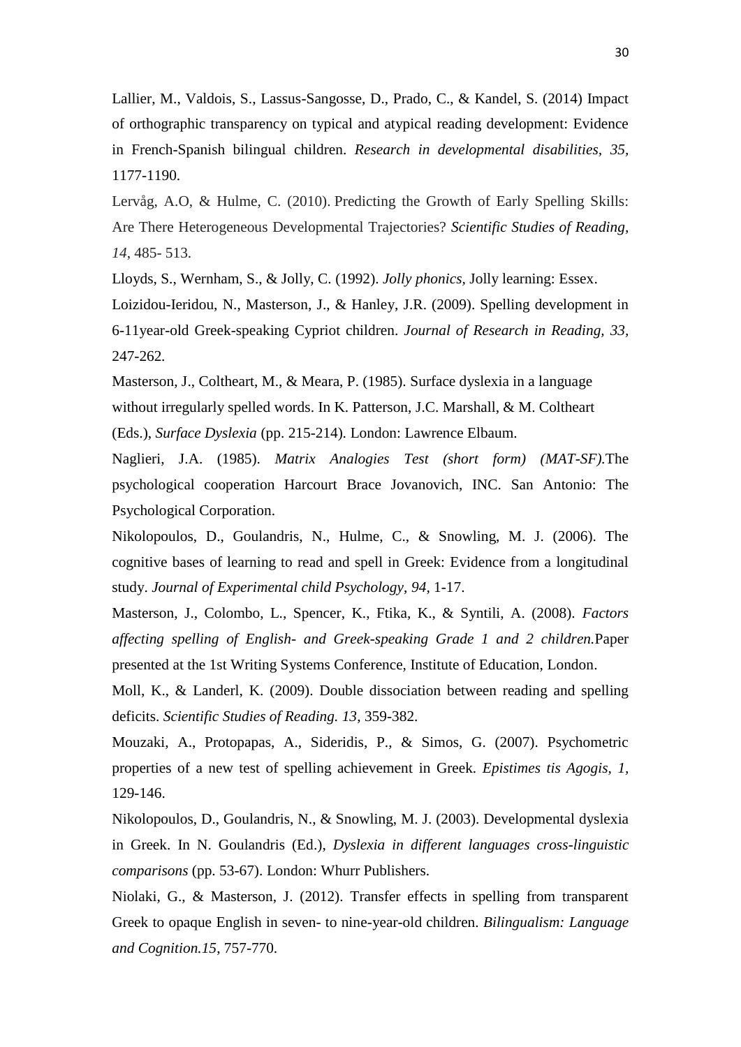Lallier, M., Valdois, S., Lassus-Sangosse, D., Prado, C., & Kandel, S. (2014) Impact of orthographic transparency on typical and atypical reading development: Evidence in French-Spanish bilingual children. *Research in developmental disabilities, 35*, 1177-1190.

Lervåg, A.O, & Hulme, C. (2010). Predicting the Growth of Early Spelling Skills: Are There Heterogeneous Developmental Trajectories? *Scientific Studies of Reading, 14*, 485- 513.

Lloyds, S., Wernham, S., & Jolly, C. (1992). *Jolly phonics*, Jolly learning: Essex.

Loizidou-Ieridou, N., Masterson, J., & Hanley, J.R. (2009). Spelling development in 6-11year-old Greek-speaking Cypriot children. *Journal of Research in Reading, 33*, 247-262.

Masterson, J., Coltheart, M., & Meara, P. (1985). Surface dyslexia in a language without irregularly spelled words. In K. Patterson, J.C. Marshall, & M. Coltheart (Eds.), *Surface Dyslexia* (pp. 215-214). London: Lawrence Elbaum.

Naglieri, J.A. (1985). *Matrix Analogies Test (short form) (MAT-SF)*.The psychological cooperation Harcourt Brace Jovanovich, INC. San Antonio: The Psychological Corporation.

Nikolopoulos, D., Goulandris, N., Hulme, C., & Snowling, M. J. (2006). The cognitive bases of learning to read and spell in Greek: Evidence from a longitudinal study. *Journal of Experimental child Psychology, 94*, 1-17.

Masterson, J., Colombo, L., Spencer, K., Ftika, K., & Syntili, A. (2008). *Factors affecting spelling of English- and Greek-speaking Grade 1 and 2 children.*Paper presented at the 1st Writing Systems Conference, Institute of Education, London.

Moll, K., & Landerl, K. (2009). Double dissociation between reading and spelling deficits. *Scientific Studies of Reading. 13*, 359-382.

Mouzaki, A., Protopapas, A., Sideridis, P., & Simos, G. (2007). Psychometric properties of a new test of spelling achievement in Greek. *Epistimes tis Agogis, 1*, 129-146.

Nikolopoulos, D., Goulandris, N., & Snowling, M. J. (2003). Developmental dyslexia in Greek. In N. Goulandris (Ed.), *Dyslexia in different languages cross-linguistic comparisons* (pp. 53-67). London: Whurr Publishers.

Niolaki, G., & Masterson, J. (2012). Transfer effects in spelling from transparent Greek to opaque English in seven- to nine-year-old children. *Bilingualism: Language and Cognition.15*, 757-770.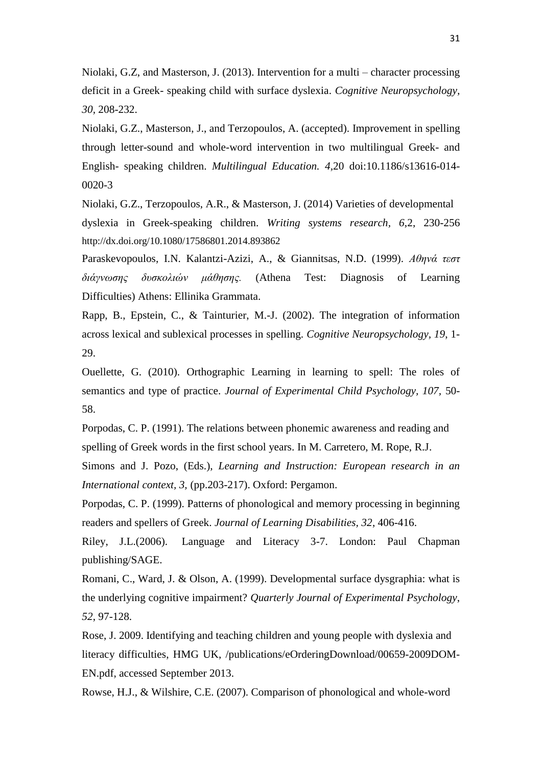Niolaki, G.Z, and Masterson, J. (2013). Intervention for a multi – character processing deficit in a Greek- speaking child with surface dyslexia. *Cognitive Neuropsychology, 30*, 208-232.

Niolaki, G.Z., Masterson, J., and Terzopoulos, A. (accepted). Improvement in spelling through letter-sound and whole-word intervention in two multilingual Greek- and English- speaking children. *Multilingual Education. 4*,20 doi:10.1186/s13616-014-0020-3

Niolaki, G.Z., Terzopoulos, A.R., & Masterson, J. (2014) Varieties of developmental dyslexia in Greek-speaking children. *Writing systems research, 6*,2, 230-256 http://dx.doi.org/10.1080/17586801.2014.893862

Paraskevopoulos, I.N. Kalantzi-Azizi, A., & Giannitsas, N.D. (1999). *Αθηνά τεστ διάγνωσης δυσκολιών μάθησης.* (Athena Test: Diagnosis of Learning Difficulties) Athens: Ellinika Grammata.

Rapp, B., Epstein, C., & Tainturier, M.-J. (2002). The integration of information across lexical and sublexical processes in spelling. *Cognitive Neuropsychology, 19*, 1-29.

Ouellette, G. (2010). Orthographic Learning in learning to spell: The roles of semantics and type of practice. *Journal of Experimental Child Psychology, 107,* 50-58.

Porpodas, C. P. (1991). The relations between phonemic awareness and reading and spelling of Greek words in the first school years. In M. Carretero, M. Rope, R.J. Simons and J. Pozo, (Eds.), *Learning and Instruction: European research in an International context, 3,* (pp.203-217). Oxford: Pergamon.

Porpodas, C. P. (1999). Patterns of phonological and memory processing in beginning readers and spellers of Greek. *Journal of Learning Disabilities, 32*, 406-416.

Riley, J.L.(2006). Language and Literacy 3-7. London: Paul Chapman publishing/SAGE.

Romani, C., Ward, J. & Olson, A. (1999). Developmental surface dysgraphia: what is the underlying cognitive impairment? *Quarterly Journal of Experimental Psychology, 52*, 97-128.

Rose, J. 2009. Identifying and teaching children and young people with dyslexia and literacy difficulties, HMG UK, /publications/eOrderingDownload/00659-2009DOM-EN.pdf, accessed September 2013.

Rowse, H.J., & Wilshire, C.E. (2007). Comparison of phonological and whole-word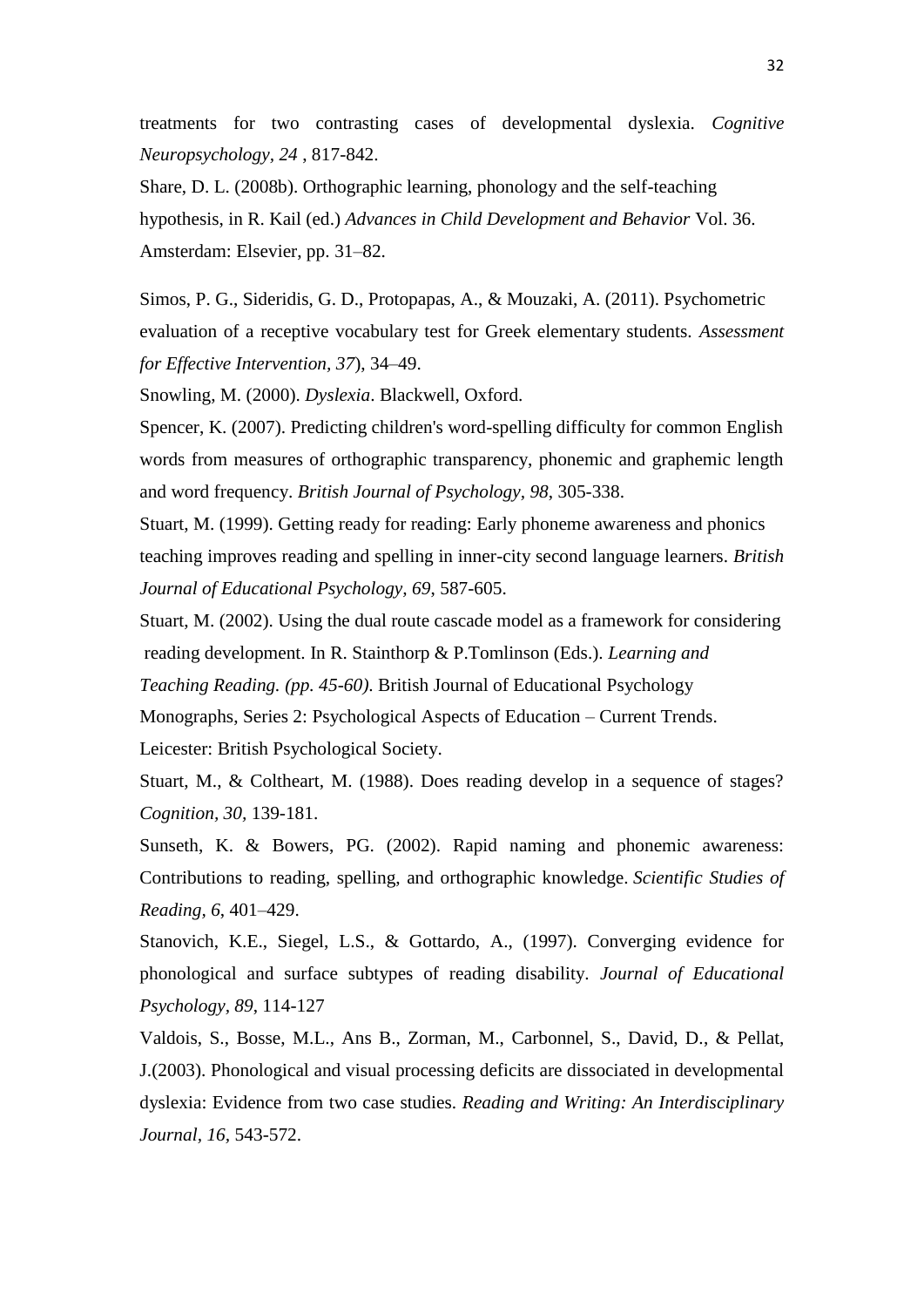treatments for two contrasting cases of developmental dyslexia. *Cognitive Neuropsychology, 24* , 817-842.

Share, D. L. (2008b). Orthographic learning, phonology and the self-teaching hypothesis, in R. Kail (ed.) *Advances in Child Development and Behavior* Vol. 36. Amsterdam: Elsevier, pp. 31–82.

Simos, P. G., Sideridis, G. D., Protopapas, A., & Mouzaki, A. (2011). Psychometric evaluation of a receptive vocabulary test for Greek elementary students. *Assessment for Effective Intervention*, *37*), 34–49.

Snowling, M. (2000). *Dyslexia*. Blackwell, Oxford.

Spencer, K. (2007). Predicting children's word-spelling difficulty for common English words from measures of orthographic transparency, phonemic and graphemic length and word frequency. *British Journal of Psychology, 98*, 305-338.

Stuart, M. (1999). Getting ready for reading: Early phoneme awareness and phonics teaching improves reading and spelling in inner-city second language learners. *British Journal of Educational Psychology, 69*, 587-605.

Stuart, M. (2002). Using the dual route cascade model as a framework for considering reading development. In R. Stainthorp & P.Tomlinson (Eds.). *Learning and Teaching Reading. (pp. 45-60)*. British Journal of Educational Psychology Monographs, Series 2: Psychological Aspects of Education – Current Trends. Leicester: British Psychological Society.

Stuart, M., & Coltheart, M. (1988). Does reading develop in a sequence of stages? *Cognition*, *30*, 139-181.

Sunseth, K. & Bowers, PG. (2002). Rapid naming and phonemic awareness: Contributions to reading, spelling, and orthographic knowledge. *Scientific Studies of Reading, 6*, 401–429.

Stanovich, K.E., Siegel, L.S., & Gottardo, A., (1997). Converging evidence for phonological and surface subtypes of reading disability. *Journal of Educational Psychology, 89*, 114-127

Valdois, S., Bosse, M.L., Ans B., Zorman, M., Carbonnel, S., David, D., & Pellat, J.(2003). Phonological and visual processing deficits are dissociated in developmental dyslexia: Evidence from two case studies. *Reading and Writing: An Interdisciplinary Journal*, *16*, 543-572.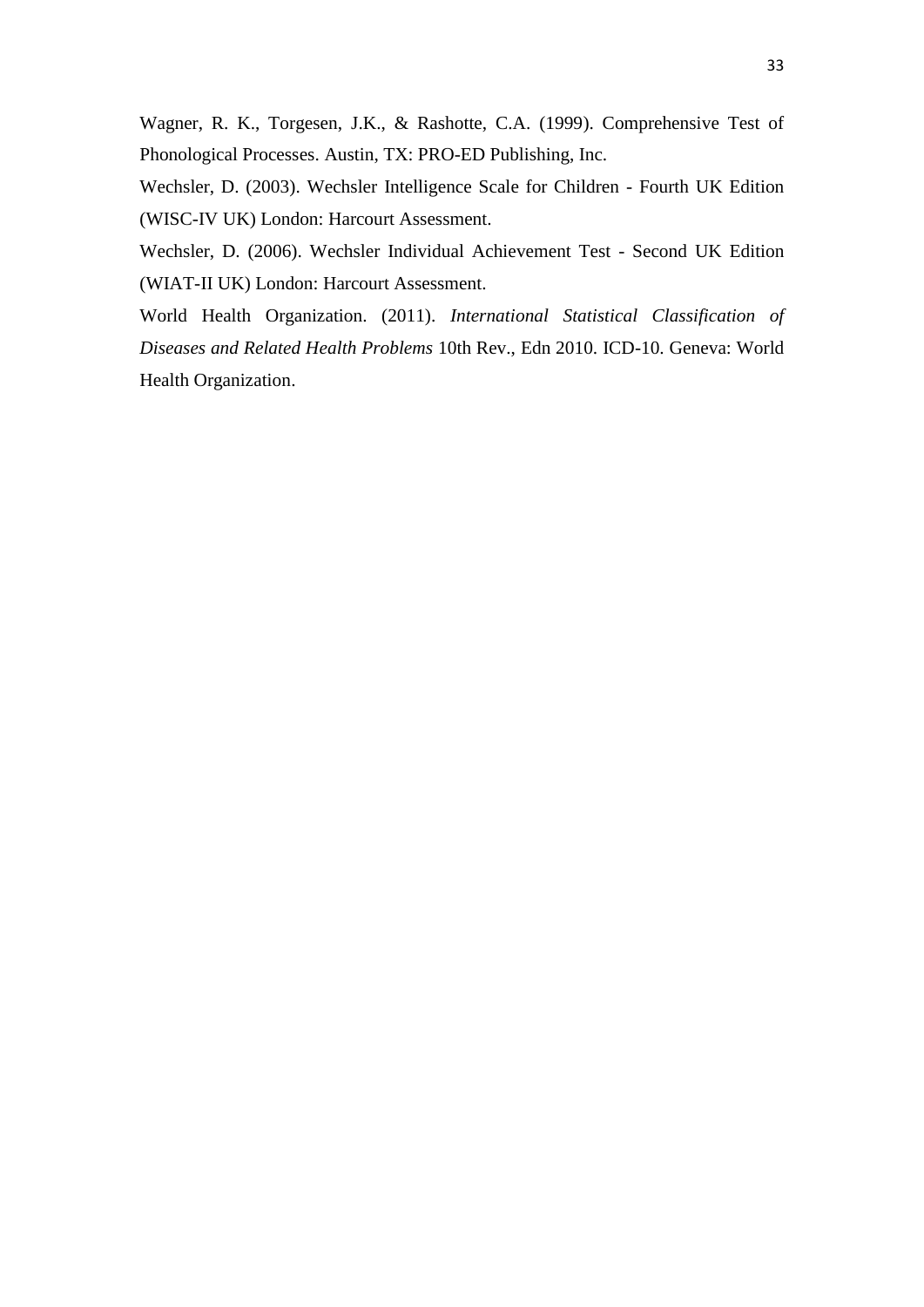Wagner, R. K., Torgesen, J.K., & Rashotte, C.A. (1999). Comprehensive Test of Phonological Processes. Austin, TX: PRO-ED Publishing, Inc.

Wechsler, D. (2003). Wechsler Intelligence Scale for Children - Fourth UK Edition (WISC-IV UK) London: Harcourt Assessment.

Wechsler, D. (2006). Wechsler Individual Achievement Test - Second UK Edition (WIAT-II UK) London: Harcourt Assessment.

World Health Organization. (2011). *International Statistical Classification of Diseases and Related Health Problems* 10th Rev., Edn 2010. ICD-10. Geneva: World Health Organization.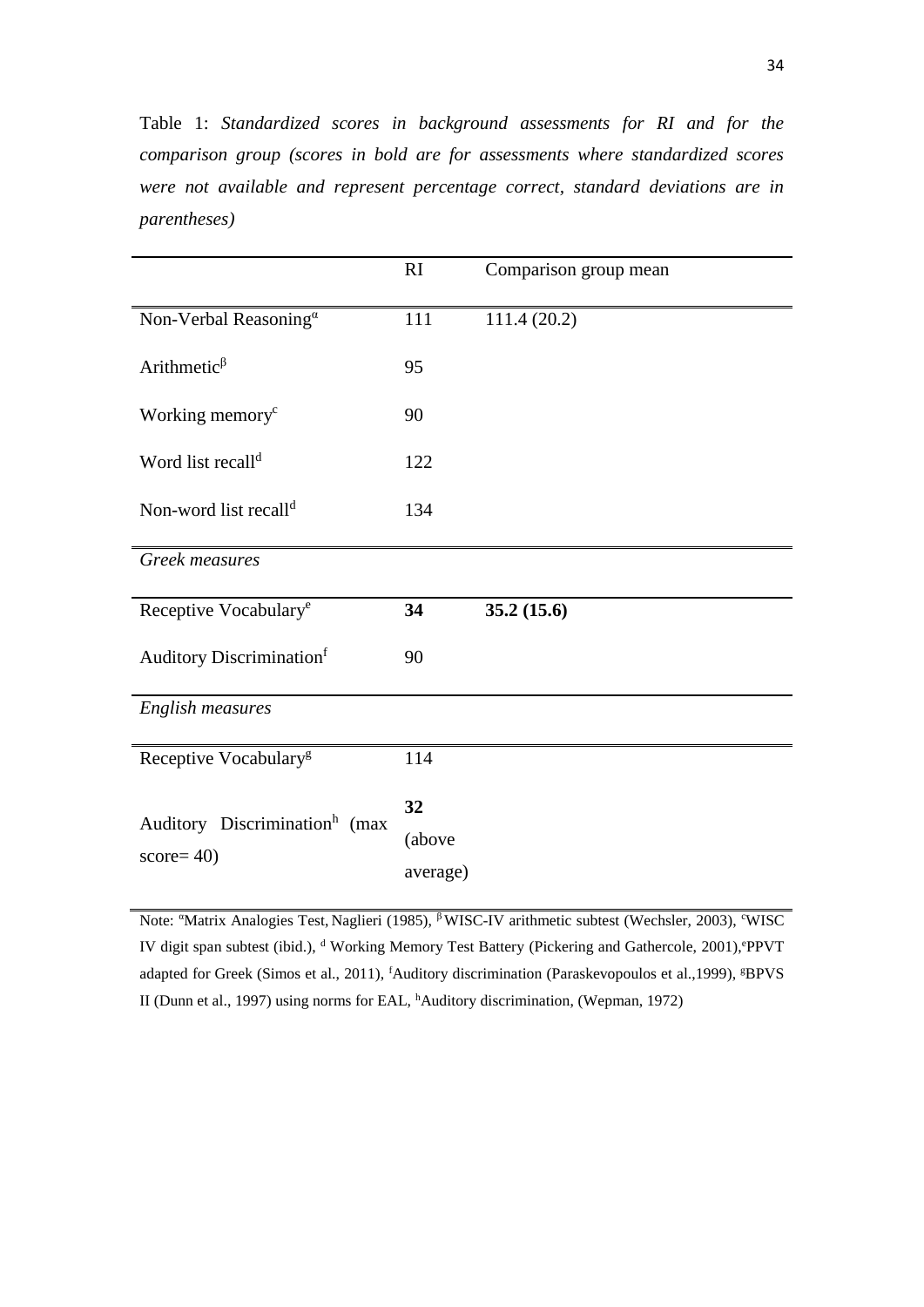Table 1: *Standardized scores in background assessments for RI and for the comparison group (scores in bold are for assessments where standardized scores were not available and represent percentage correct, standard deviations are in parentheses)*

| | RI | Comparison group mean |
|---|---|---|
| Non-Verbal Reasoning[α] | 111 | 111.4 (20.2) |
| Arithmetic[β] | 95 | |
| Working memory[c] | 90 | |
| Word list recall[d] | 122 | |
| Non-word list recall[d] | 134 | |
| *Greek measures* | | |
| Receptive Vocabulary[e] | **34** | **35.2 (15.6)** |
| Auditory Discrimination[f] | 90 | |
| *English measures* | | |
| Receptive Vocabulary[g] | 114 | |
| Auditory Discrimination[h] (max score= 40) | **32** (above average) | |

Note: [α]Matrix Analogies Test, Naglieri (1985), [β] WISC-IV arithmetic subtest (Wechsler, 2003), [c]WISC IV digit span subtest (ibid.), [d] Working Memory Test Battery (Pickering and Gathercole, 2001),[e]PPVT adapted for Greek (Simos et al., 2011), [f]Auditory discrimination (Paraskevopoulos et al.,1999), [g]BPVS II (Dunn et al., 1997) using norms for EAL, [h]Auditory discrimination, (Wepman, 1972)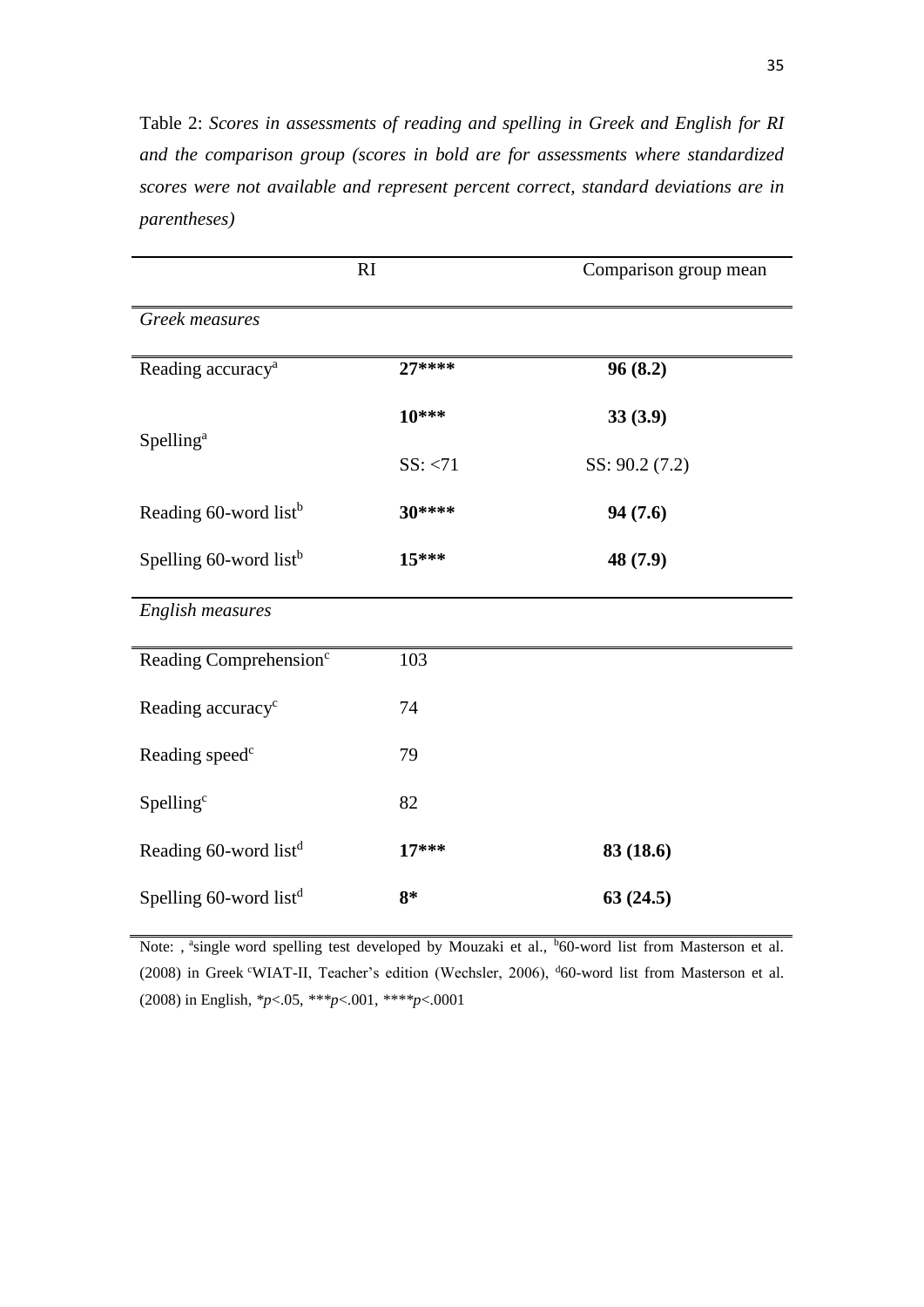Table 2: *Scores in assessments of reading and spelling in Greek and English for RI and the comparison group (scores in bold are for assessments where standardized scores were not available and represent percent correct, standard deviations are in parentheses)*

| | RI | Comparison group mean |
|---|---|---|
| *Greek measures* | | |
| Reading accuracy[a] | **27******* | **96 (8.2)** |
| Spelling[a] | **10***** | **33 (3.9)** |
| | SS: <71 | SS: 90.2 (7.2) |
| Reading 60-word list[b] | **30******* | **94 (7.6)** |
| Spelling 60-word list[b] | **15***** | **48 (7.9)** |
| *English measures* | | |
| Reading Comprehension[c] | 103 | |
| Reading accuracy[c] | 74 | |
| Reading speed[c] | 79 | |
| Spelling[c] | 82 | |
| Reading 60-word list[d] | **17***** | **83 (18.6)** |
| Spelling 60-word list[d] | **8*** | **63 (24.5)** |

Note: , [a]single word spelling test developed by Mouzaki et al., [b]60-word list from Masterson et al. (2008) in Greek [c]WIAT-II, Teacher's edition (Wechsler, 2006), [d]60-word list from Masterson et al. (2008) in English, *$p$<.05, ***$p$<.001, ****$p$<.0001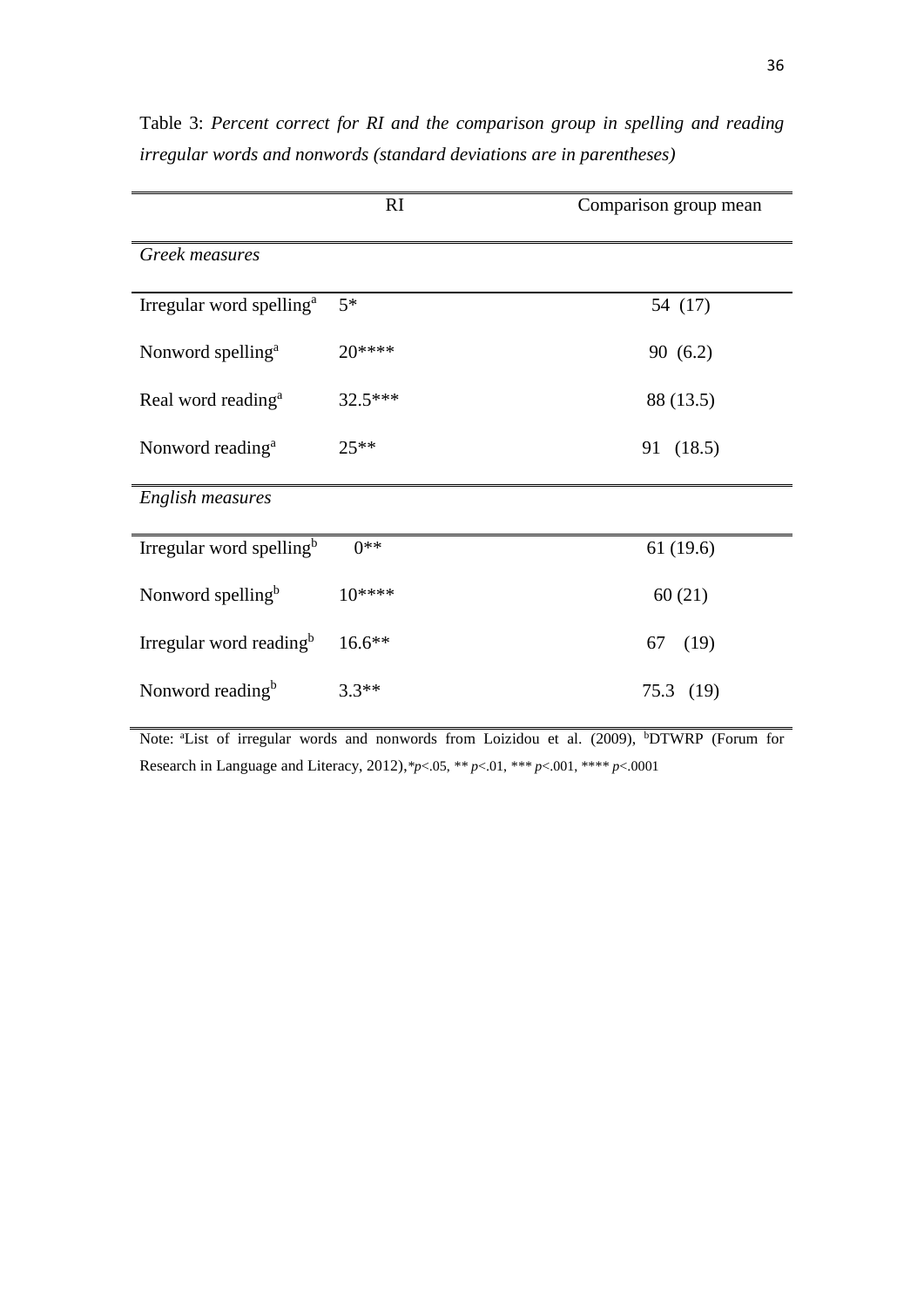Table 3: *Percent correct for RI and the comparison group in spelling and reading irregular words and nonwords (standard deviations are in parentheses)*

| | RI | Comparison group mean |
|---|---|---|
| *Greek measures* | | |
| Irregular word spelling[a] | 5* | 54 (17) |
| Nonword spelling[a] | 20**** | 90 (6.2) |
| Real word reading[a] | 32.5*** | 88 (13.5) |
| Nonword reading[a] | 25** | 91 (18.5) |
| *English measures* | | |
| Irregular word spelling[b] | 0** | 61 (19.6) |
| Nonword spelling[b] | 10**** | 60 (21) |
| Irregular word reading[b] | 16.6** | 67 (19) |
| Nonword reading[b] | 3.3** | 75.3 (19) |

Note: [a]List of irregular words and nonwords from Loizidou et al. (2009), [b]DTWRP (Forum for Research in Language and Literacy, 2012), *$p$<.05, ** $p$<.01, *** $p$<.001, **** $p$<.0001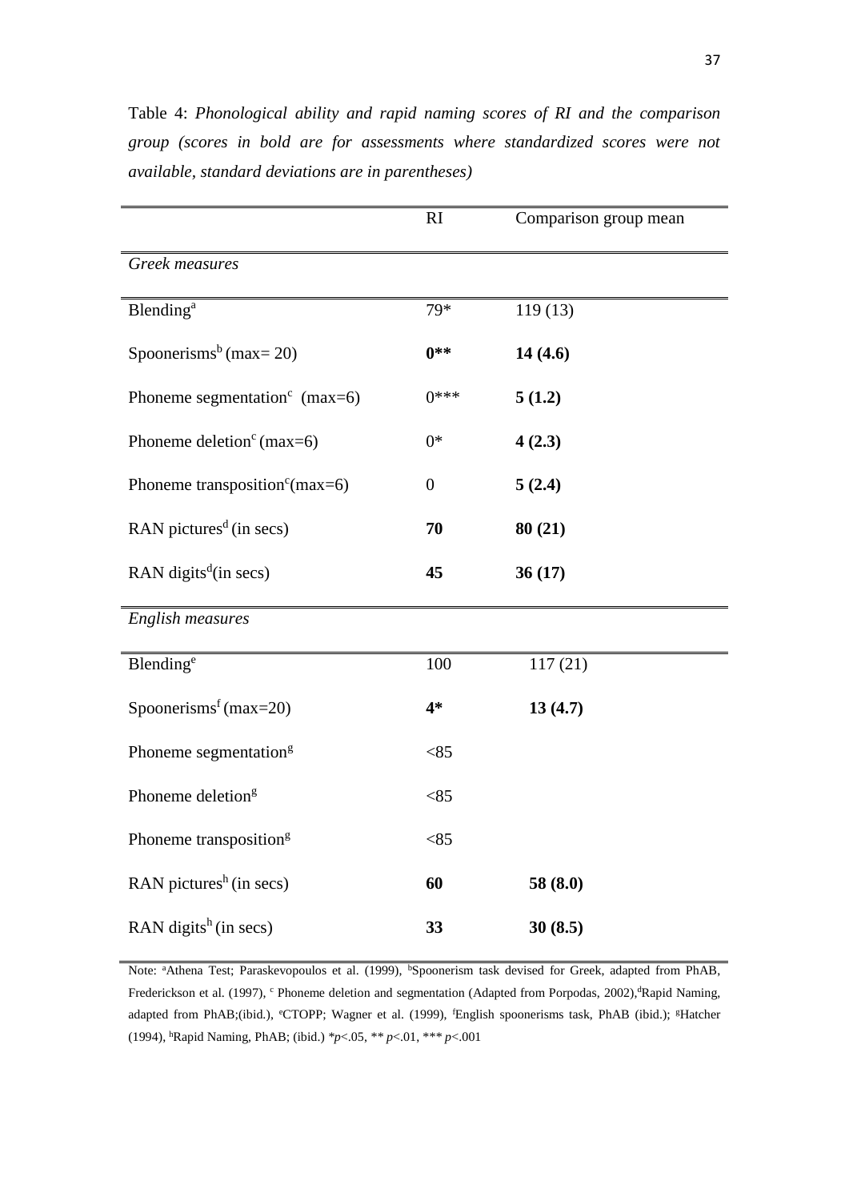Table 4: *Phonological ability and rapid naming scores of RI and the comparison group (scores in bold are for assessments where standardized scores were not available, standard deviations are in parentheses)*

| | RI | Comparison group mean |
|---|---|---|
| *Greek measures* | | |
| Blending[a] | 79* | 119 (13) |
| Spoonerisms[b] (max= 20) | **0**** | **14 (4.6)** |
| Phoneme segmentation[c] (max=6) | 0*** | **5 (1.2)** |
| Phoneme deletion[c] (max=6) | 0* | **4 (2.3)** |
| Phoneme transposition[c] (max=6) | 0 | **5 (2.4)** |
| RAN pictures[d] (in secs) | **70** | **80 (21)** |
| RAN digits[d] (in secs) | **45** | **36 (17)** |
| *English measures* | | |
| Blending[e] | 100 | 117 (21) |
| Spoonerisms[f] (max=20) | **4*** | **13 (4.7)** |
| Phoneme segmentation[g] | <85 | |
| Phoneme deletion[g] | <85 | |
| Phoneme transposition[g] | <85 | |
| RAN pictures[h] (in secs) | **60** | **58 (8.0)** |
| RAN digits[h] (in secs) | **33** | **30 (8.5)** |

Note: [a]Athena Test; Paraskevopoulos et al. (1999), [b]Spoonerism task devised for Greek, adapted from PhAB, Frederickson et al. (1997), [c] Phoneme deletion and segmentation (Adapted from Porpodas, 2002),[d]Rapid Naming, adapted from PhAB;(ibid.), [e]CTOPP; Wagner et al. (1999), [f]English spoonerisms task, PhAB (ibid.); [g]Hatcher (1994), [h]Rapid Naming, PhAB; (ibid.) **p*<.05, ** *p*<.01, *** *p*<.001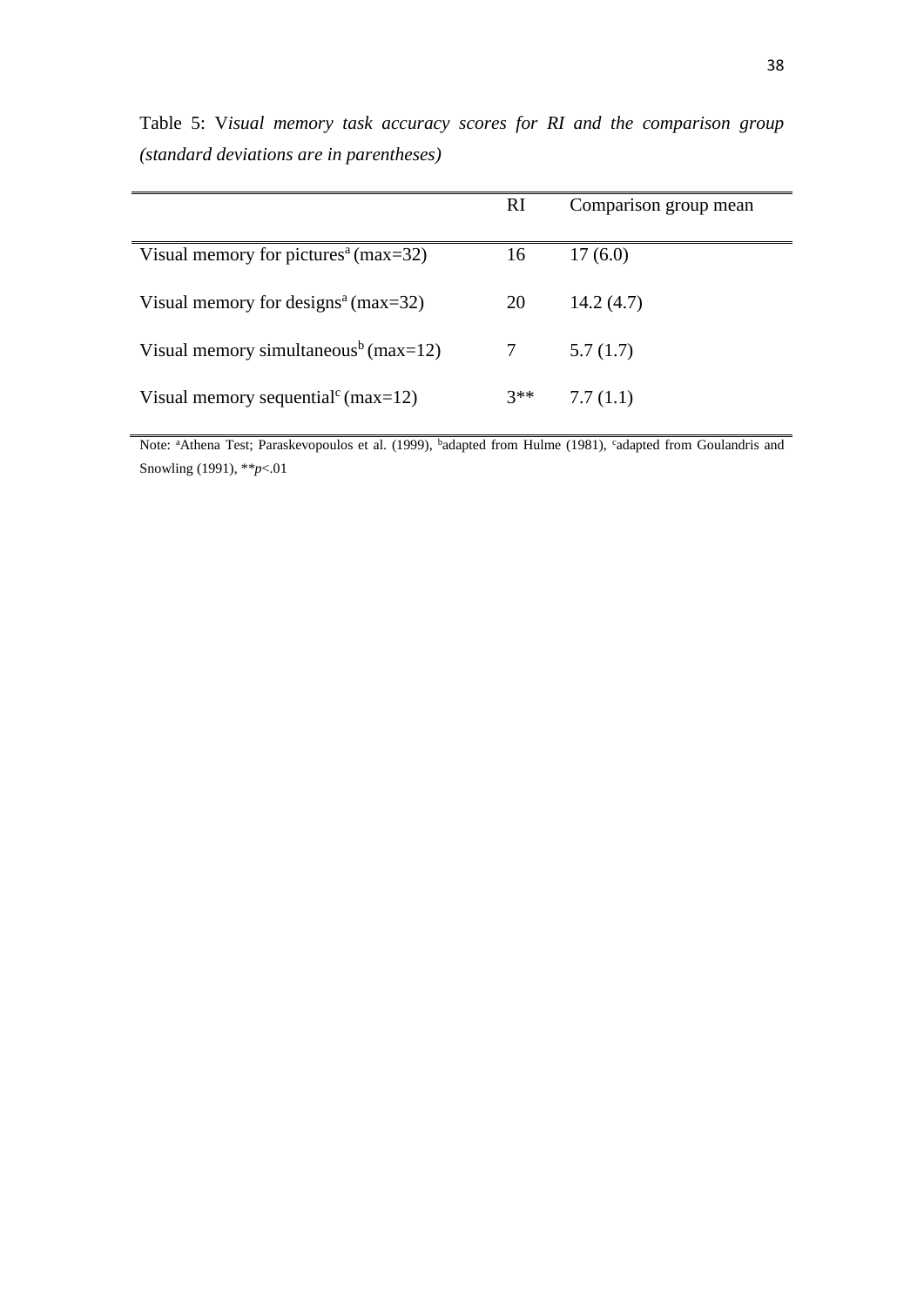Table 5: V*isual memory task accuracy scores for RI and the comparison group (standard deviations are in parentheses)*

| | RI | Comparison group mean |
|---|---|---|
| Visual memory for pictures[a] (max=32) | 16 | 17 (6.0) |
| Visual memory for designs[a] (max=32) | 20 | 14.2 (4.7) |
| Visual memory simultaneous[b] (max=12) | 7 | 5.7 (1.7) |
| Visual memory sequential[c] (max=12) | 3** | 7.7 (1.1) |

Note: [a]Athena Test; Paraskevopoulos et al. (1999), [b]adapted from Hulme (1981), [c]adapted from Goulandris and Snowling (1991), $^{**}p<.01$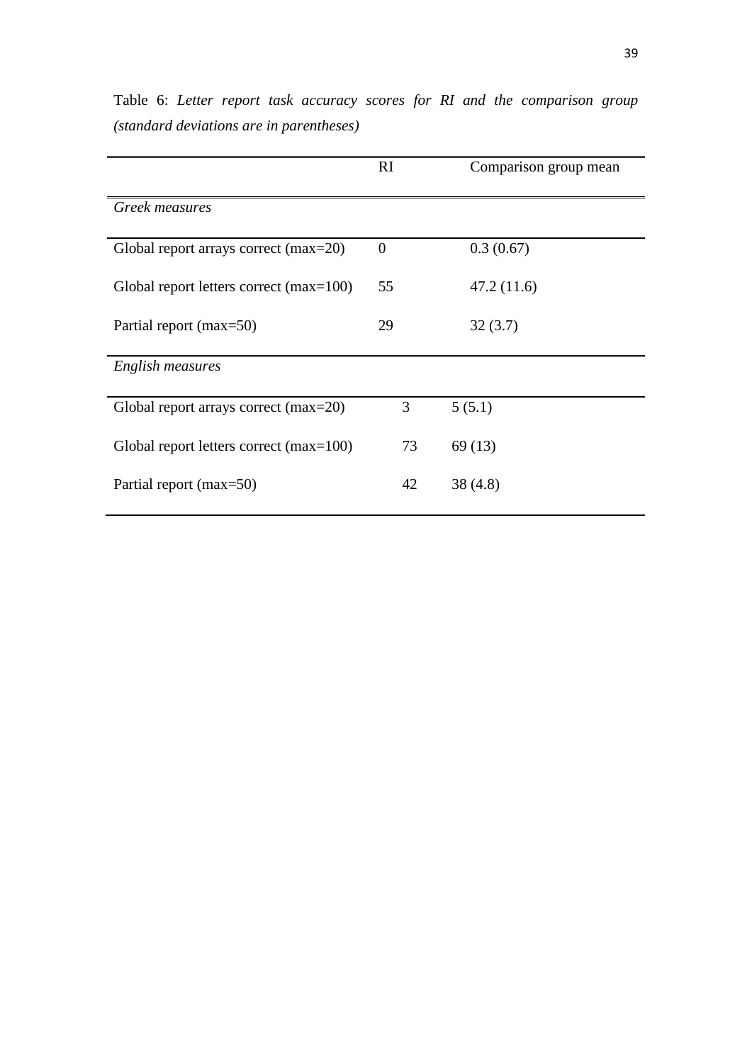Table 6: *Letter report task accuracy scores for RI and the comparison group (standard deviations are in parentheses)*

| | RI | Comparison group mean |
|---|---|---|
| *Greek measures* | | |
| Global report arrays correct (max=20) | 0 | 0.3 (0.67) |
| Global report letters correct (max=100) | 55 | 47.2 (11.6) |
| Partial report (max=50) | 29 | 32 (3.7) |
| *English measures* | | |
| Global report arrays correct (max=20) | 3 | 5 (5.1) |
| Global report letters correct (max=100) | 73 | 69 (13) |
| Partial report (max=50) | 42 | 38 (4.8) |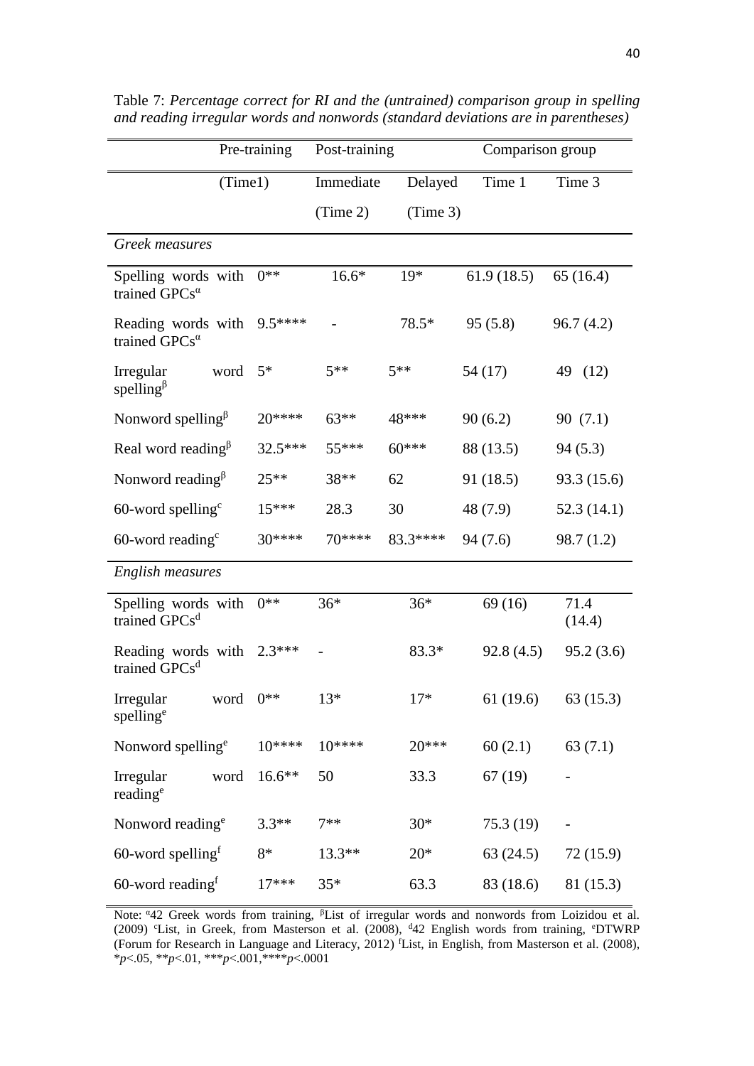Table 7: *Percentage correct for RI and the (untrained) comparison group in spelling and reading irregular words and nonwords (standard deviations are in parentheses)*

| | Pre-training | Post-training | | Comparison group | |
|---|---|---|---|---|---|
| | (Time1) | Immediate (Time 2) | Delayed (Time 3) | Time 1 | Time 3 |
| *Greek measures* | | | | | |
| Spelling words with trained GPCs[α] | 0** | 16.6* | 19* | 61.9 (18.5) | 65 (16.4) |
| Reading words with trained GPCs[α] | 9.5**** | - | 78.5* | 95 (5.8) | 96.7 (4.2) |
| Irregular word spelling[β] | 5* | 5** | 5** | 54 (17) | 49 (12) |
| Nonword spelling[β] | 20**** | 63** | 48*** | 90 (6.2) | 90 (7.1) |
| Real word reading[β] | 32.5*** | 55*** | 60*** | 88 (13.5) | 94 (5.3) |
| Nonword reading[β] | 25** | 38** | 62 | 91 (18.5) | 93.3 (15.6) |
| 60-word spelling[c] | 15*** | 28.3 | 30 | 48 (7.9) | 52.3 (14.1) |
| 60-word reading[c] | 30**** | 70**** | 83.3**** | 94 (7.6) | 98.7 (1.2) |
| *English measures* | | | | | |
| Spelling words with trained GPCs[d] | 0** | 36* | 36* | 69 (16) | 71.4 (14.4) |
| Reading words with trained GPCs[d] | 2.3*** | - | 83.3* | 92.8 (4.5) | 95.2 (3.6) |
| Irregular word spelling[e] | 0** | 13* | 17* | 61 (19.6) | 63 (15.3) |
| Nonword spelling[e] | 10**** | 10**** | 20*** | 60 (2.1) | 63 (7.1) |
| Irregular word reading[e] | 16.6** | 50 | 33.3 | 67 (19) | - |
| Nonword reading[e] | 3.3** | 7** | 30* | 75.3 (19) | - |
| 60-word spelling[f] | 8* | 13.3** | 20* | 63 (24.5) | 72 (15.9) |
| 60-word reading[f] | 17*** | 35* | 63.3 | 83 (18.6) | 81 (15.3) |

Note: [α]42 Greek words from training, [β]List of irregular words and nonwords from Loizidou et al. (2009) [c]List, in Greek, from Masterson et al. (2008), [d]42 English words from training, [e]DTWRP (Forum for Research in Language and Literacy, 2012) [f]List, in English, from Masterson et al. (2008), *$p$<.05, **$p$<.01, ***$p$<.001,****$p$<.0001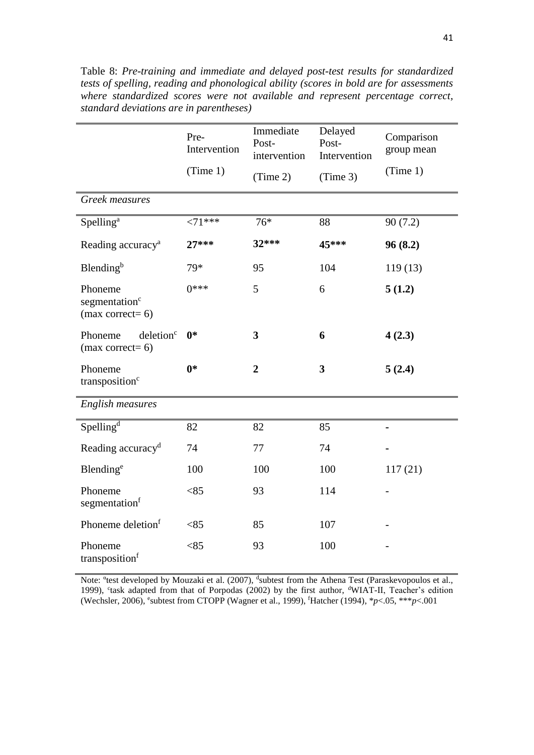Table 8: *Pre-training and immediate and delayed post-test results for standardized tests of spelling, reading and phonological ability (scores in bold are for assessments where standardized scores were not available and represent percentage correct, standard deviations are in parentheses)*

| | Pre-Intervention (Time 1) | Immediate Post-intervention (Time 2) | Delayed Post-Intervention (Time 3) | Comparison group mean (Time 1) |
|---|---|---|---|---|
| *Greek measures* | | | | |
| Spelling[a] | <71*** | 76* | 88 | 90 (7.2) |
| Reading accuracy[a] | **27*** ** | **32*** ** | **45*** ** | **96 (8.2)** |
| Blending[b] | 79* | 95 | 104 | 119 (13) |
| Phoneme segmentation[c] (max correct= 6) | 0*** | 5 | 6 | **5 (1.2)** |
| Phoneme deletion[c] (max correct= 6) | **0*** | **3** | **6** | **4 (2.3)** |
| Phoneme transposition[c] | **0*** | **2** | **3** | **5 (2.4)** |
| *English measures* | | | | |
| Spelling[d] | 82 | 82 | 85 | - |
| Reading accuracy[d] | 74 | 77 | 74 | - |
| Blending[e] | 100 | 100 | 100 | 117 (21) |
| Phoneme segmentation[f] | <85 | 93 | 114 | - |
| Phoneme deletion[f] | <85 | 85 | 107 | - |
| Phoneme transposition[f] | <85 | 93 | 100 | - |

Note: [a]test developed by Mouzaki et al. (2007), [d]subtest from the Athena Test (Paraskevopoulos et al., 1999), [c]task adapted from that of Porpodas (2002) by the first author, [d]WIAT-II, Teacher's edition (Wechsler, 2006), [e]subtest from CTOPP (Wagner et al., 1999), [f]Hatcher (1994), $*p<.05$, $***p<.001$